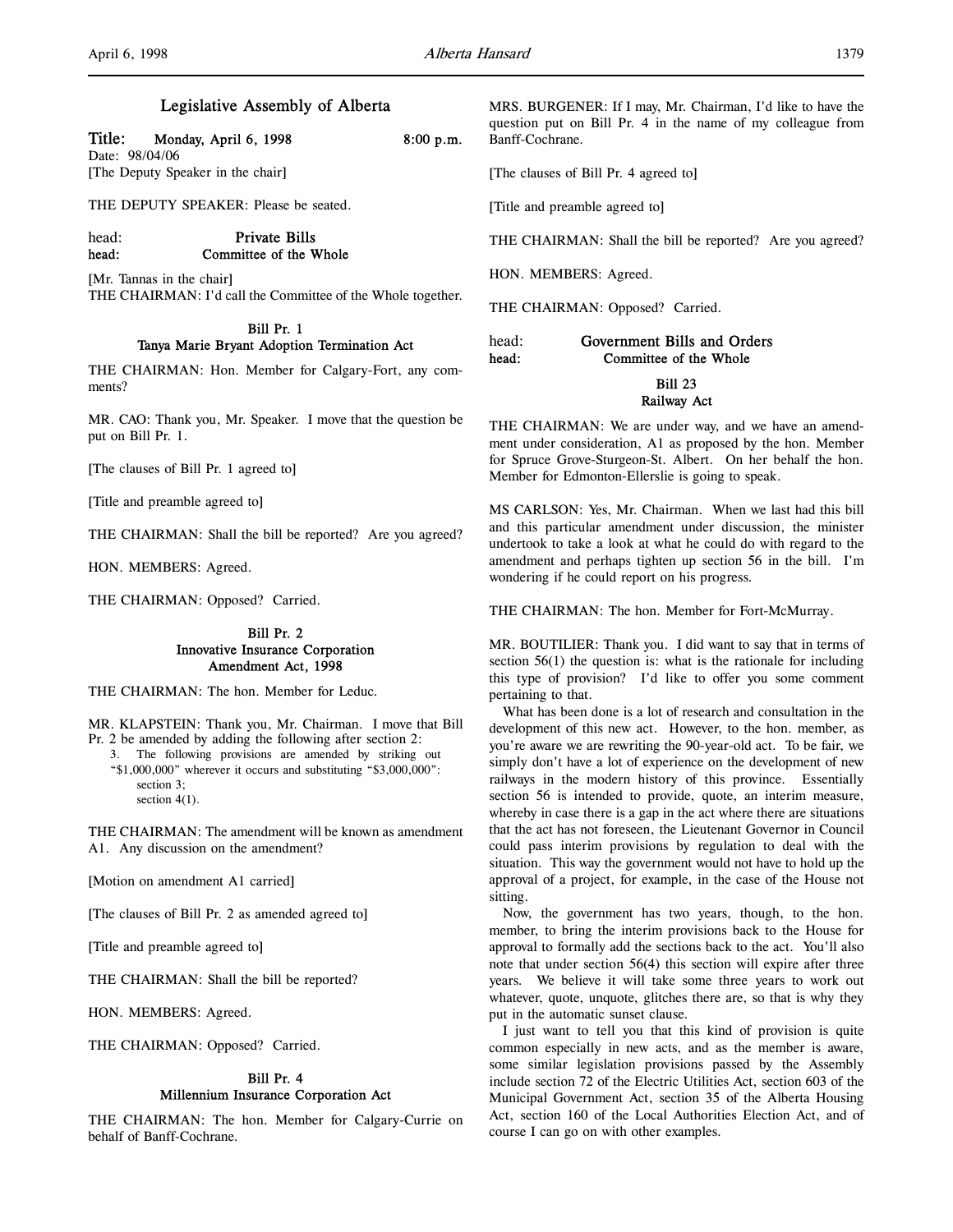# Legislative Assembly of Alberta

**Title: Monday, April 6, 1998 8:00 p.m.**

Date: 98/04/06

[The Deputy Speaker in the chair]

THE DEPUTY SPEAKER: Please be seated.

head: **Private Bills**

head: **Committee of the Whole**

[Mr. Tannas in the chair]

THE CHAIRMAN: I'd call the Committee of the Whole together.

### Bill Pr. 1
### Tanya Marie Bryant Adoption Termination Act

THE CHAIRMAN: Hon. Member for Calgary-Fort, any comments?

MR. CAO: Thank you, Mr. Speaker. I move that the question be put on Bill Pr. 1.

[The clauses of Bill Pr. 1 agreed to]

[Title and preamble agreed to]

THE CHAIRMAN: Shall the bill be reported? Are you agreed?

HON. MEMBERS: Agreed.

THE CHAIRMAN: Opposed? Carried.

### Bill Pr. 2
### Innovative Insurance Corporation Amendment Act, 1998

THE CHAIRMAN: The hon. Member for Leduc.

MR. KLAPSTEIN: Thank you, Mr. Chairman. I move that Bill Pr. 2 be amended by adding the following after section 2:

> 3. The following provisions are amended by striking out "$1,000,000" wherever it occurs and substituting "$3,000,000":
> section 3;
> section 4(1).

THE CHAIRMAN: The amendment will be known as amendment A1. Any discussion on the amendment?

[Motion on amendment A1 carried]

[The clauses of Bill Pr. 2 as amended agreed to]

[Title and preamble agreed to]

THE CHAIRMAN: Shall the bill be reported?

HON. MEMBERS: Agreed.

THE CHAIRMAN: Opposed? Carried.

### Bill Pr. 4
### Millennium Insurance Corporation Act

THE CHAIRMAN: The hon. Member for Calgary-Currie on behalf of Banff-Cochrane.

MRS. BURGENER: If I may, Mr. Chairman, I'd like to have the question put on Bill Pr. 4 in the name of my colleague from Banff-Cochrane.

[The clauses of Bill Pr. 4 agreed to]

[Title and preamble agreed to]

THE CHAIRMAN: Shall the bill be reported? Are you agreed?

HON. MEMBERS: Agreed.

THE CHAIRMAN: Opposed? Carried.

head: **Government Bills and Orders**

head: **Committee of the Whole**

### Bill 23
### Railway Act

THE CHAIRMAN: We are under way, and we have an amendment under consideration, A1 as proposed by the hon. Member for Spruce Grove-Sturgeon-St. Albert. On her behalf the hon. Member for Edmonton-Ellerslie is going to speak.

MS CARLSON: Yes, Mr. Chairman. When we last had this bill and this particular amendment under discussion, the minister undertook to take a look at what he could do with regard to the amendment and perhaps tighten up section 56 in the bill. I'm wondering if he could report on his progress.

THE CHAIRMAN: The hon. Member for Fort-McMurray.

MR. BOUTILIER: Thank you. I did want to say that in terms of section 56(1) the question is: what is the rationale for including this type of provision? I'd like to offer you some comment pertaining to that.

What has been done is a lot of research and consultation in the development of this new act. However, to the hon. member, as you're aware we are rewriting the 90-year-old act. To be fair, we simply don't have a lot of experience on the development of new railways in the modern history of this province. Essentially section 56 is intended to provide, quote, an interim measure, whereby in case there is a gap in the act where there are situations that the act has not foreseen, the Lieutenant Governor in Council could pass interim provisions by regulation to deal with the situation. This way the government would not have to hold up the approval of a project, for example, in the case of the House not sitting.

Now, the government has two years, though, to the hon. member, to bring the interim provisions back to the House for approval to formally add the sections back to the act. You'll also note that under section 56(4) this section will expire after three years. We believe it will take some three years to work out whatever, quote, unquote, glitches there are, so that is why they put in the automatic sunset clause.

I just want to tell you that this kind of provision is quite common especially in new acts, and as the member is aware, some similar legislation provisions passed by the Assembly include section 72 of the Electric Utilities Act, section 603 of the Municipal Government Act, section 35 of the Alberta Housing Act, section 160 of the Local Authorities Election Act, and of course I can go on with other examples.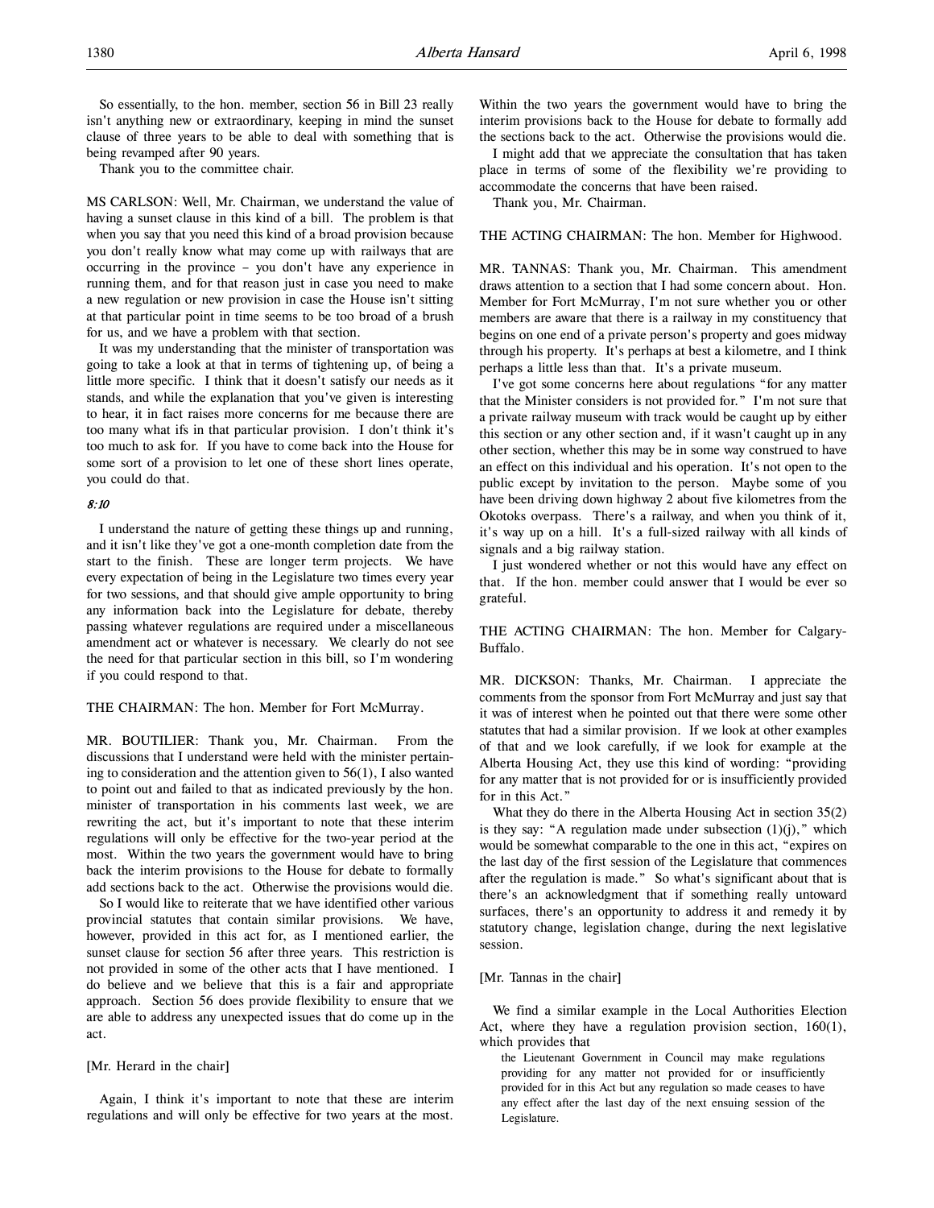So essentially, to the hon. member, section 56 in Bill 23 really isn't anything new or extraordinary, keeping in mind the sunset clause of three years to be able to deal with something that is being revamped after 90 years.

Thank you to the committee chair.

MS CARLSON: Well, Mr. Chairman, we understand the value of having a sunset clause in this kind of a bill. The problem is that when you say that you need this kind of a broad provision because you don't really know what may come up with railways that are occurring in the province – you don't have any experience in running them, and for that reason just in case you need to make a new regulation or new provision in case the House isn't sitting at that particular point in time seems to be too broad of a brush for us, and we have a problem with that section.

It was my understanding that the minister of transportation was going to take a look at that in terms of tightening up, of being a little more specific. I think that it doesn't satisfy our needs as it stands, and while the explanation that you've given is interesting to hear, it in fact raises more concerns for me because there are too many what ifs in that particular provision. I don't think it's too much to ask for. If you have to come back into the House for some sort of a provision to let one of these short lines operate, you could do that.

*8:10*

I understand the nature of getting these things up and running, and it isn't like they've got a one-month completion date from the start to the finish. These are longer term projects. We have every expectation of being in the Legislature two times every year for two sessions, and that should give ample opportunity to bring any information back into the Legislature for debate, thereby passing whatever regulations are required under a miscellaneous amendment act or whatever is necessary. We clearly do not see the need for that particular section in this bill, so I'm wondering if you could respond to that.

THE CHAIRMAN: The hon. Member for Fort McMurray.

MR. BOUTILIER: Thank you, Mr. Chairman. From the discussions that I understand were held with the minister pertaining to consideration and the attention given to 56(1), I also wanted to point out and failed to that as indicated previously by the hon. minister of transportation in his comments last week, we are rewriting the act, but it's important to note that these interim regulations will only be effective for the two-year period at the most. Within the two years the government would have to bring back the interim provisions to the House for debate to formally add sections back to the act. Otherwise the provisions would die.

So I would like to reiterate that we have identified other various provincial statutes that contain similar provisions. We have, however, provided in this act for, as I mentioned earlier, the sunset clause for section 56 after three years. This restriction is not provided in some of the other acts that I have mentioned. I do believe and we believe that this is a fair and appropriate approach. Section 56 does provide flexibility to ensure that we are able to address any unexpected issues that do come up in the act.

[Mr. Herard in the chair]

Again, I think it's important to note that these are interim regulations and will only be effective for two years at the most. Within the two years the government would have to bring the interim provisions back to the House for debate to formally add the sections back to the act. Otherwise the provisions would die.

I might add that we appreciate the consultation that has taken place in terms of some of the flexibility we're providing to accommodate the concerns that have been raised.

Thank you, Mr. Chairman.

THE ACTING CHAIRMAN: The hon. Member for Highwood.

MR. TANNAS: Thank you, Mr. Chairman. This amendment draws attention to a section that I had some concern about. Hon. Member for Fort McMurray, I'm not sure whether you or other members are aware that there is a railway in my constituency that begins on one end of a private person's property and goes midway through his property. It's perhaps at best a kilometre, and I think perhaps a little less than that. It's a private museum.

I've got some concerns here about regulations "for any matter that the Minister considers is not provided for." I'm not sure that a private railway museum with track would be caught up by either this section or any other section and, if it wasn't caught up in any other section, whether this may be in some way construed to have an effect on this individual and his operation. It's not open to the public except by invitation to the person. Maybe some of you have been driving down highway 2 about five kilometres from the Okotoks overpass. There's a railway, and when you think of it, it's way up on a hill. It's a full-sized railway with all kinds of signals and a big railway station.

I just wondered whether or not this would have any effect on that. If the hon. member could answer that I would be ever so grateful.

THE ACTING CHAIRMAN: The hon. Member for Calgary-Buffalo.

MR. DICKSON: Thanks, Mr. Chairman. I appreciate the comments from the sponsor from Fort McMurray and just say that it was of interest when he pointed out that there were some other statutes that had a similar provision. If we look at other examples of that and we look carefully, if we look for example at the Alberta Housing Act, they use this kind of wording: "providing for any matter that is not provided for or is insufficiently provided for in this Act."

What they do there in the Alberta Housing Act in section 35(2) is they say: "A regulation made under subsection (1)(j)," which would be somewhat comparable to the one in this act, "expires on the last day of the first session of the Legislature that commences after the regulation is made." So what's significant about that is there's an acknowledgment that if something really untoward surfaces, there's an opportunity to address it and remedy it by statutory change, legislation change, during the next legislative session.

[Mr. Tannas in the chair]

We find a similar example in the Local Authorities Election Act, where they have a regulation provision section, 160(1), which provides that

> the Lieutenant Government in Council may make regulations providing for any matter not provided for or insufficiently provided for in this Act but any regulation so made ceases to have any effect after the last day of the next ensuing session of the Legislature.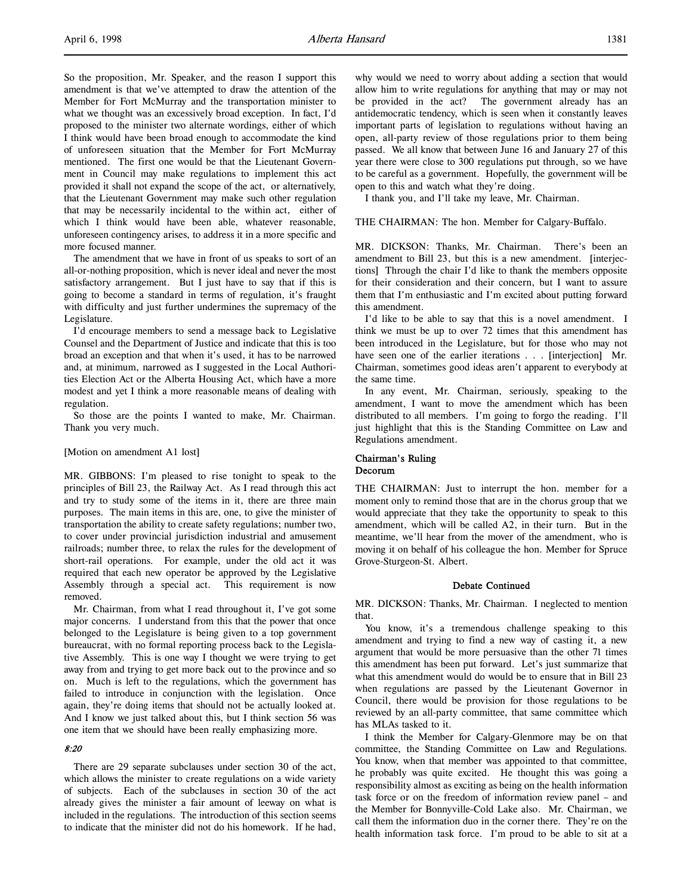So the proposition, Mr. Speaker, and the reason I support this amendment is that we've attempted to draw the attention of the Member for Fort McMurray and the transportation minister to what we thought was an excessively broad exception. In fact, I'd proposed to the minister two alternate wordings, either of which I think would have been broad enough to accommodate the kind of unforeseen situation that the Member for Fort McMurray mentioned. The first one would be that the Lieutenant Government in Council may make regulations to implement this act provided it shall not expand the scope of the act, or alternatively, that the Lieutenant Government may make such other regulation that may be necessarily incidental to the within act, either of which I think would have been able, whatever reasonable, unforeseen contingency arises, to address it in a more specific and more focused manner.

The amendment that we have in front of us speaks to sort of an all-or-nothing proposition, which is never ideal and never the most satisfactory arrangement. But I just have to say that if this is going to become a standard in terms of regulation, it's fraught with difficulty and just further undermines the supremacy of the Legislature.

I'd encourage members to send a message back to Legislative Counsel and the Department of Justice and indicate that this is too broad an exception and that when it's used, it has to be narrowed and, at minimum, narrowed as I suggested in the Local Authorities Election Act or the Alberta Housing Act, which have a more modest and yet I think a more reasonable means of dealing with regulation.

So those are the points I wanted to make, Mr. Chairman. Thank you very much.

[Motion on amendment A1 lost]

MR. GIBBONS: I'm pleased to rise tonight to speak to the principles of Bill 23, the Railway Act. As I read through this act and try to study some of the items in it, there are three main purposes. The main items in this are, one, to give the minister of transportation the ability to create safety regulations; number two, to cover under provincial jurisdiction industrial and amusement railroads; number three, to relax the rules for the development of short-rail operations. For example, under the old act it was required that each new operator be approved by the Legislative Assembly through a special act. This requirement is now removed.

Mr. Chairman, from what I read throughout it, I've got some major concerns. I understand from this that the power that once belonged to the Legislature is being given to a top government bureaucrat, with no formal reporting process back to the Legislative Assembly. This is one way I thought we were trying to get away from and trying to get more back out to the province and so on. Much is left to the regulations, which the government has failed to introduce in conjunction with the legislation. Once again, they're doing items that should not be actually looked at. And I know we just talked about this, but I think section 56 was one item that we should have been really emphasizing more.

*8:20*

There are 29 separate subclauses under section 30 of the act, which allows the minister to create regulations on a wide variety of subjects. Each of the subclauses in section 30 of the act already gives the minister a fair amount of leeway on what is included in the regulations. The introduction of this section seems to indicate that the minister did not do his homework. If he had, why would we need to worry about adding a section that would allow him to write regulations for anything that may or may not be provided in the act? The government already has an antidemocratic tendency, which is seen when it constantly leaves important parts of legislation to regulations without having an open, all-party review of those regulations prior to them being passed. We all know that between June 16 and January 27 of this year there were close to 300 regulations put through, so we have to be careful as a government. Hopefully, the government will be open to this and watch what they're doing.

I thank you, and I'll take my leave, Mr. Chairman.

THE CHAIRMAN: The hon. Member for Calgary-Buffalo.

MR. DICKSON: Thanks, Mr. Chairman. There's been an amendment to Bill 23, but this is a new amendment. [interjections] Through the chair I'd like to thank the members opposite for their consideration and their concern, but I want to assure them that I'm enthusiastic and I'm excited about putting forward this amendment.

I'd like to be able to say that this is a novel amendment. I think we must be up to over 72 times that this amendment has been introduced in the Legislature, but for those who may not have seen one of the earlier iterations . . . [interjection] Mr. Chairman, sometimes good ideas aren't apparent to everybody at the same time.

In any event, Mr. Chairman, seriously, speaking to the amendment, I want to move the amendment which has been distributed to all members. I'm going to forgo the reading. I'll just highlight that this is the Standing Committee on Law and Regulations amendment.

### Chairman's Ruling
### Decorum

THE CHAIRMAN: Just to interrupt the hon. member for a moment only to remind those that are in the chorus group that we would appreciate that they take the opportunity to speak to this amendment, which will be called A2, in their turn. But in the meantime, we'll hear from the mover of the amendment, who is moving it on behalf of his colleague the hon. Member for Spruce Grove-Sturgeon-St. Albert.

### Debate Continued

MR. DICKSON: Thanks, Mr. Chairman. I neglected to mention that.

You know, it's a tremendous challenge speaking to this amendment and trying to find a new way of casting it, a new argument that would be more persuasive than the other 71 times this amendment has been put forward. Let's just summarize that what this amendment would do would be to ensure that in Bill 23 when regulations are passed by the Lieutenant Governor in Council, there would be provision for those regulations to be reviewed by an all-party committee, that same committee which has MLAs tasked to it.

I think the Member for Calgary-Glenmore may be on that committee, the Standing Committee on Law and Regulations. You know, when that member was appointed to that committee, he probably was quite excited. He thought this was going a responsibility almost as exciting as being on the health information task force or on the freedom of information review panel – and the Member for Bonnyville-Cold Lake also. Mr. Chairman, we call them the information duo in the corner there. They're on the health information task force. I'm proud to be able to sit at a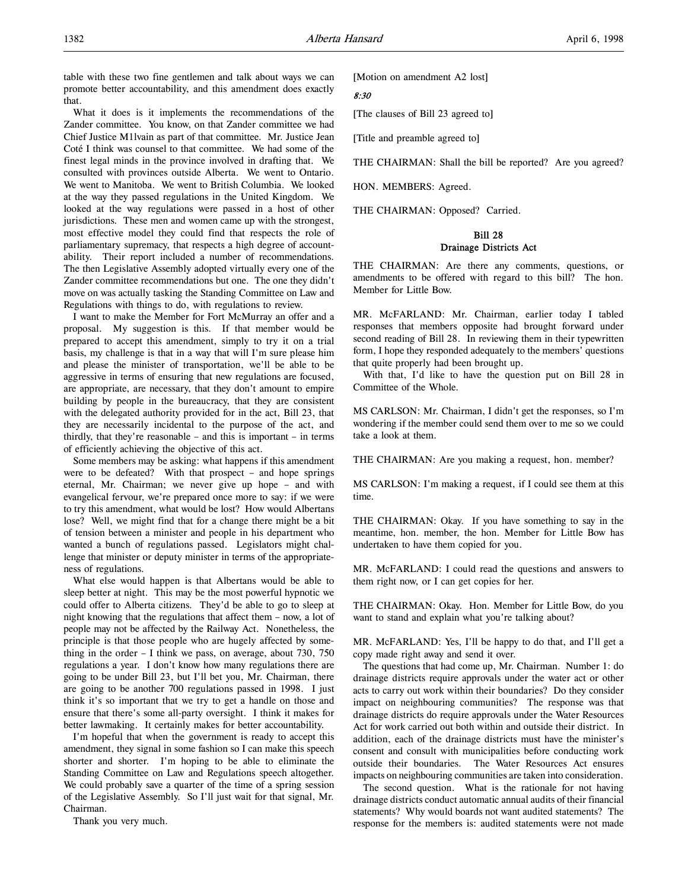table with these two fine gentlemen and talk about ways we can promote better accountability, and this amendment does exactly that.

What it does is it implements the recommendations of the Zander committee. You know, on that Zander committee we had Chief Justice M1lvain as part of that committee. Mr. Justice Jean Coté I think was counsel to that committee. We had some of the finest legal minds in the province involved in drafting that. We consulted with provinces outside Alberta. We went to Ontario. We went to Manitoba. We went to British Columbia. We looked at the way they passed regulations in the United Kingdom. We looked at the way regulations were passed in a host of other jurisdictions. These men and women came up with the strongest, most effective model they could find that respects the role of parliamentary supremacy, that respects a high degree of accountability. Their report included a number of recommendations. The then Legislative Assembly adopted virtually every one of the Zander committee recommendations but one. The one they didn't move on was actually tasking the Standing Committee on Law and Regulations with things to do, with regulations to review.

I want to make the Member for Fort McMurray an offer and a proposal. My suggestion is this. If that member would be prepared to accept this amendment, simply to try it on a trial basis, my challenge is that in a way that will I'm sure please him and please the minister of transportation, we'll be able to be aggressive in terms of ensuring that new regulations are focused, are appropriate, are necessary, that they don't amount to empire building by people in the bureaucracy, that they are consistent with the delegated authority provided for in the act, Bill 23, that they are necessarily incidental to the purpose of the act, and thirdly, that they're reasonable – and this is important – in terms of efficiently achieving the objective of this act.

Some members may be asking: what happens if this amendment were to be defeated? With that prospect – and hope springs eternal, Mr. Chairman; we never give up hope – and with evangelical fervour, we're prepared once more to say: if we were to try this amendment, what would be lost? How would Albertans lose? Well, we might find that for a change there might be a bit of tension between a minister and people in his department who wanted a bunch of regulations passed. Legislators might challenge that minister or deputy minister in terms of the appropriateness of regulations.

What else would happen is that Albertans would be able to sleep better at night. This may be the most powerful hypnotic we could offer to Alberta citizens. They'd be able to go to sleep at night knowing that the regulations that affect them – now, a lot of people may not be affected by the Railway Act. Nonetheless, the principle is that those people who are hugely affected by something in the order – I think we pass, on average, about 730, 750 regulations a year. I don't know how many regulations there are going to be under Bill 23, but I'll bet you, Mr. Chairman, there are going to be another 700 regulations passed in 1998. I just think it's so important that we try to get a handle on those and ensure that there's some all-party oversight. I think it makes for better lawmaking. It certainly makes for better accountability.

I'm hopeful that when the government is ready to accept this amendment, they signal in some fashion so I can make this speech shorter and shorter. I'm hoping to be able to eliminate the Standing Committee on Law and Regulations speech altogether. We could probably save a quarter of the time of a spring session of the Legislative Assembly. So I'll just wait for that signal, Mr. Chairman.

Thank you very much.

[Motion on amendment A2 lost]

*8:30*

[The clauses of Bill 23 agreed to]

[Title and preamble agreed to]

THE CHAIRMAN: Shall the bill be reported? Are you agreed?

HON. MEMBERS: Agreed.

THE CHAIRMAN: Opposed? Carried.

## Bill 28
## Drainage Districts Act

THE CHAIRMAN: Are there any comments, questions, or amendments to be offered with regard to this bill? The hon. Member for Little Bow.

MR. McFARLAND: Mr. Chairman, earlier today I tabled responses that members opposite had brought forward under second reading of Bill 28. In reviewing them in their typewritten form, I hope they responded adequately to the members' questions that quite properly had been brought up.

With that, I'd like to have the question put on Bill 28 in Committee of the Whole.

MS CARLSON: Mr. Chairman, I didn't get the responses, so I'm wondering if the member could send them over to me so we could take a look at them.

THE CHAIRMAN: Are you making a request, hon. member?

MS CARLSON: I'm making a request, if I could see them at this time.

THE CHAIRMAN: Okay. If you have something to say in the meantime, hon. member, the hon. Member for Little Bow has undertaken to have them copied for you.

MR. McFARLAND: I could read the questions and answers to them right now, or I can get copies for her.

THE CHAIRMAN: Okay. Hon. Member for Little Bow, do you want to stand and explain what you're talking about?

MR. McFARLAND: Yes, I'll be happy to do that, and I'll get a copy made right away and send it over.

The questions that had come up, Mr. Chairman. Number 1: do drainage districts require approvals under the water act or other acts to carry out work within their boundaries? Do they consider impact on neighbouring communities? The response was that drainage districts do require approvals under the Water Resources Act for work carried out both within and outside their district. In addition, each of the drainage districts must have the minister's consent and consult with municipalities before conducting work outside their boundaries. The Water Resources Act ensures impacts on neighbouring communities are taken into consideration.

The second question. What is the rationale for not having drainage districts conduct automatic annual audits of their financial statements? Why would boards not want audited statements? The response for the members is: audited statements were not made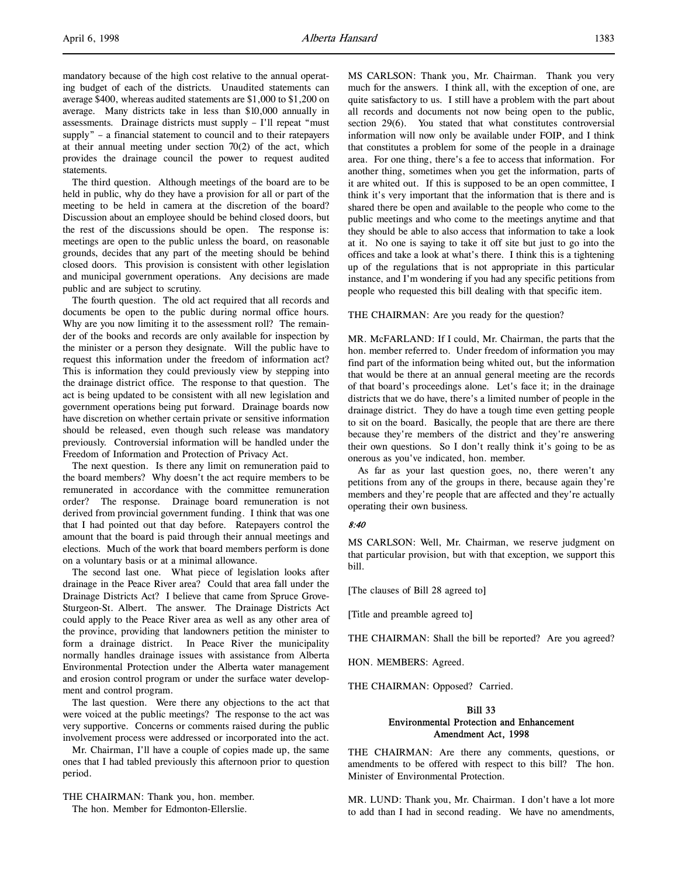mandatory because of the high cost relative to the annual operating budget of each of the districts. Unaudited statements can average $400, whereas audited statements are $1,000 to $1,200 on average. Many districts take in less than $10,000 annually in assessments. Drainage districts must supply – I'll repeat "must supply" – a financial statement to council and to their ratepayers at their annual meeting under section 70(2) of the act, which provides the drainage council the power to request audited statements.

The third question. Although meetings of the board are to be held in public, why do they have a provision for all or part of the meeting to be held in camera at the discretion of the board? Discussion about an employee should be behind closed doors, but the rest of the discussions should be open. The response is: meetings are open to the public unless the board, on reasonable grounds, decides that any part of the meeting should be behind closed doors. This provision is consistent with other legislation and municipal government operations. Any decisions are made public and are subject to scrutiny.

The fourth question. The old act required that all records and documents be open to the public during normal office hours. Why are you now limiting it to the assessment roll? The remainder of the books and records are only available for inspection by the minister or a person they designate. Will the public have to request this information under the freedom of information act? This is information they could previously view by stepping into the drainage district office. The response to that question. The act is being updated to be consistent with all new legislation and government operations being put forward. Drainage boards now have discretion on whether certain private or sensitive information should be released, even though such release was mandatory previously. Controversial information will be handled under the Freedom of Information and Protection of Privacy Act.

The next question. Is there any limit on remuneration paid to the board members? Why doesn't the act require members to be remunerated in accordance with the committee remuneration order? The response. Drainage board remuneration is not derived from provincial government funding. I think that was one that I had pointed out that day before. Ratepayers control the amount that the board is paid through their annual meetings and elections. Much of the work that board members perform is done on a voluntary basis or at a minimal allowance.

The second last one. What piece of legislation looks after drainage in the Peace River area? Could that area fall under the Drainage Districts Act? I believe that came from Spruce Grove-Sturgeon-St. Albert. The answer. The Drainage Districts Act could apply to the Peace River area as well as any other area of the province, providing that landowners petition the minister to form a drainage district. In Peace River the municipality normally handles drainage issues with assistance from Alberta Environmental Protection under the Alberta water management and erosion control program or under the surface water development and control program.

The last question. Were there any objections to the act that were voiced at the public meetings? The response to the act was very supportive. Concerns or comments raised during the public involvement process were addressed or incorporated into the act.

Mr. Chairman, I'll have a couple of copies made up, the same ones that I had tabled previously this afternoon prior to question period.

THE CHAIRMAN: Thank you, hon. member.

The hon. Member for Edmonton-Ellerslie.

MS CARLSON: Thank you, Mr. Chairman. Thank you very much for the answers. I think all, with the exception of one, are quite satisfactory to us. I still have a problem with the part about all records and documents not now being open to the public, section 29(6). You stated that what constitutes controversial information will now only be available under FOIP, and I think that constitutes a problem for some of the people in a drainage area. For one thing, there's a fee to access that information. For another thing, sometimes when you get the information, parts of it are whited out. If this is supposed to be an open committee, I think it's very important that the information that is there and is shared there be open and available to the people who come to the public meetings and who come to the meetings anytime and that they should be able to also access that information to take a look at it. No one is saying to take it off site but just to go into the offices and take a look at what's there. I think this is a tightening up of the regulations that is not appropriate in this particular instance, and I'm wondering if you had any specific petitions from people who requested this bill dealing with that specific item.

THE CHAIRMAN: Are you ready for the question?

MR. McFARLAND: If I could, Mr. Chairman, the parts that the hon. member referred to. Under freedom of information you may find part of the information being whited out, but the information that would be there at an annual general meeting are the records of that board's proceedings alone. Let's face it; in the drainage districts that we do have, there's a limited number of people in the drainage district. They do have a tough time even getting people to sit on the board. Basically, the people that are there are there because they're members of the district and they're answering their own questions. So I don't really think it's going to be as onerous as you've indicated, hon. member.

As far as your last question goes, no, there weren't any petitions from any of the groups in there, because again they're members and they're people that are affected and they're actually operating their own business.

*8:40*

MS CARLSON: Well, Mr. Chairman, we reserve judgment on that particular provision, but with that exception, we support this bill.

[The clauses of Bill 28 agreed to]

[Title and preamble agreed to]

THE CHAIRMAN: Shall the bill be reported? Are you agreed?

HON. MEMBERS: Agreed.

THE CHAIRMAN: Opposed? Carried.

### Bill 33
### Environmental Protection and Enhancement Amendment Act, 1998

THE CHAIRMAN: Are there any comments, questions, or amendments to be offered with respect to this bill? The hon. Minister of Environmental Protection.

MR. LUND: Thank you, Mr. Chairman. I don't have a lot more to add than I had in second reading. We have no amendments,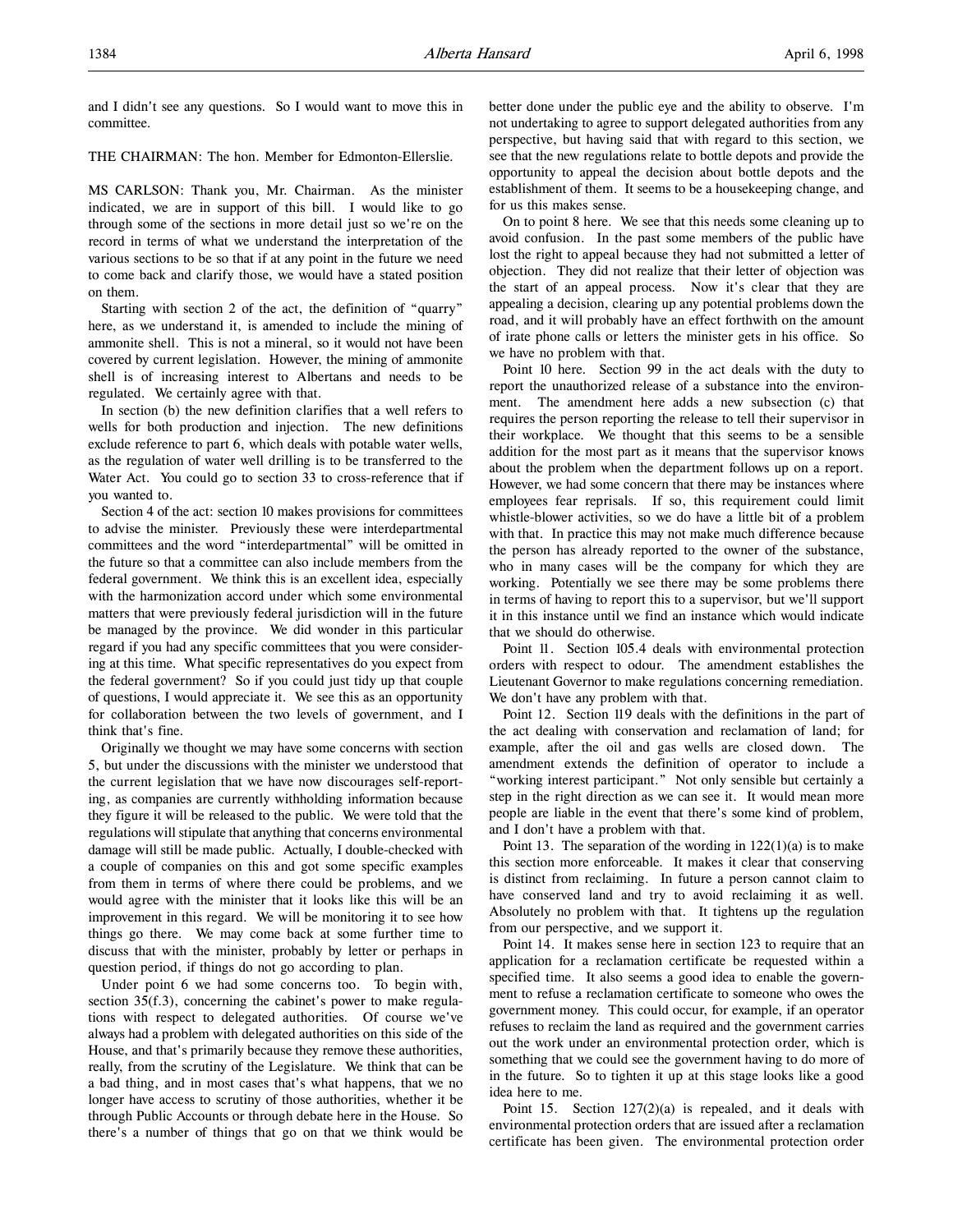and I didn't see any questions. So I would want to move this in committee.

THE CHAIRMAN: The hon. Member for Edmonton-Ellerslie.

MS CARLSON: Thank you, Mr. Chairman. As the minister indicated, we are in support of this bill. I would like to go through some of the sections in more detail just so we're on the record in terms of what we understand the interpretation of the various sections to be so that if at any point in the future we need to come back and clarify those, we would have a stated position on them.

Starting with section 2 of the act, the definition of "quarry" here, as we understand it, is amended to include the mining of ammonite shell. This is not a mineral, so it would not have been covered by current legislation. However, the mining of ammonite shell is of increasing interest to Albertans and needs to be regulated. We certainly agree with that.

In section (b) the new definition clarifies that a well refers to wells for both production and injection. The new definitions exclude reference to part 6, which deals with potable water wells, as the regulation of water well drilling is to be transferred to the Water Act. You could go to section 33 to cross-reference that if you wanted to.

Section 4 of the act: section 10 makes provisions for committees to advise the minister. Previously these were interdepartmental committees and the word "interdepartmental" will be omitted in the future so that a committee can also include members from the federal government. We think this is an excellent idea, especially with the harmonization accord under which some environmental matters that were previously federal jurisdiction will in the future be managed by the province. We did wonder in this particular regard if you had any specific committees that you were considering at this time. What specific representatives do you expect from the federal government? So if you could just tidy up that couple of questions, I would appreciate it. We see this as an opportunity for collaboration between the two levels of government, and I think that's fine.

Originally we thought we may have some concerns with section 5, but under the discussions with the minister we understood that the current legislation that we have now discourages self-reporting, as companies are currently withholding information because they figure it will be released to the public. We were told that the regulations will stipulate that anything that concerns environmental damage will still be made public. Actually, I double-checked with a couple of companies on this and got some specific examples from them in terms of where there could be problems, and we would agree with the minister that it looks like this will be an improvement in this regard. We will be monitoring it to see how things go there. We may come back at some further time to discuss that with the minister, probably by letter or perhaps in question period, if things do not go according to plan.

Under point 6 we had some concerns too. To begin with, section 35(f.3), concerning the cabinet's power to make regulations with respect to delegated authorities. Of course we've always had a problem with delegated authorities on this side of the House, and that's primarily because they remove these authorities, really, from the scrutiny of the Legislature. We think that can be a bad thing, and in most cases that's what happens, that we no longer have access to scrutiny of those authorities, whether it be through Public Accounts or through debate here in the House. So there's a number of things that go on that we think would be better done under the public eye and the ability to observe. I'm not undertaking to agree to support delegated authorities from any perspective, but having said that with regard to this section, we see that the new regulations relate to bottle depots and provide the opportunity to appeal the decision about bottle depots and the establishment of them. It seems to be a housekeeping change, and for us this makes sense.

On to point 8 here. We see that this needs some cleaning up to avoid confusion. In the past some members of the public have lost the right to appeal because they had not submitted a letter of objection. They did not realize that their letter of objection was the start of an appeal process. Now it's clear that they are appealing a decision, clearing up any potential problems down the road, and it will probably have an effect forthwith on the amount of irate phone calls or letters the minister gets in his office. So we have no problem with that.

Point 10 here. Section 99 in the act deals with the duty to report the unauthorized release of a substance into the environment. The amendment here adds a new subsection (c) that requires the person reporting the release to tell their supervisor in their workplace. We thought that this seems to be a sensible addition for the most part as it means that the supervisor knows about the problem when the department follows up on a report. However, we had some concern that there may be instances where employees fear reprisals. If so, this requirement could limit whistle-blower activities, so we do have a little bit of a problem with that. In practice this may not make much difference because the person has already reported to the owner of the substance, who in many cases will be the company for which they are working. Potentially we see there may be some problems there in terms of having to report this to a supervisor, but we'll support it in this instance until we find an instance which would indicate that we should do otherwise.

Point 11. Section 105.4 deals with environmental protection orders with respect to odour. The amendment establishes the Lieutenant Governor to make regulations concerning remediation. We don't have any problem with that.

Point 12. Section 119 deals with the definitions in the part of the act dealing with conservation and reclamation of land; for example, after the oil and gas wells are closed down. The amendment extends the definition of operator to include a "working interest participant." Not only sensible but certainly a step in the right direction as we can see it. It would mean more people are liable in the event that there's some kind of problem, and I don't have a problem with that.

Point 13. The separation of the wording in 122(1)(a) is to make this section more enforceable. It makes it clear that conserving is distinct from reclaiming. In future a person cannot claim to have conserved land and try to avoid reclaiming it as well. Absolutely no problem with that. It tightens up the regulation from our perspective, and we support it.

Point 14. It makes sense here in section 123 to require that an application for a reclamation certificate be requested within a specified time. It also seems a good idea to enable the government to refuse a reclamation certificate to someone who owes the government money. This could occur, for example, if an operator refuses to reclaim the land as required and the government carries out the work under an environmental protection order, which is something that we could see the government having to do more of in the future. So to tighten it up at this stage looks like a good idea here to me.

Point 15. Section 127(2)(a) is repealed, and it deals with environmental protection orders that are issued after a reclamation certificate has been given. The environmental protection order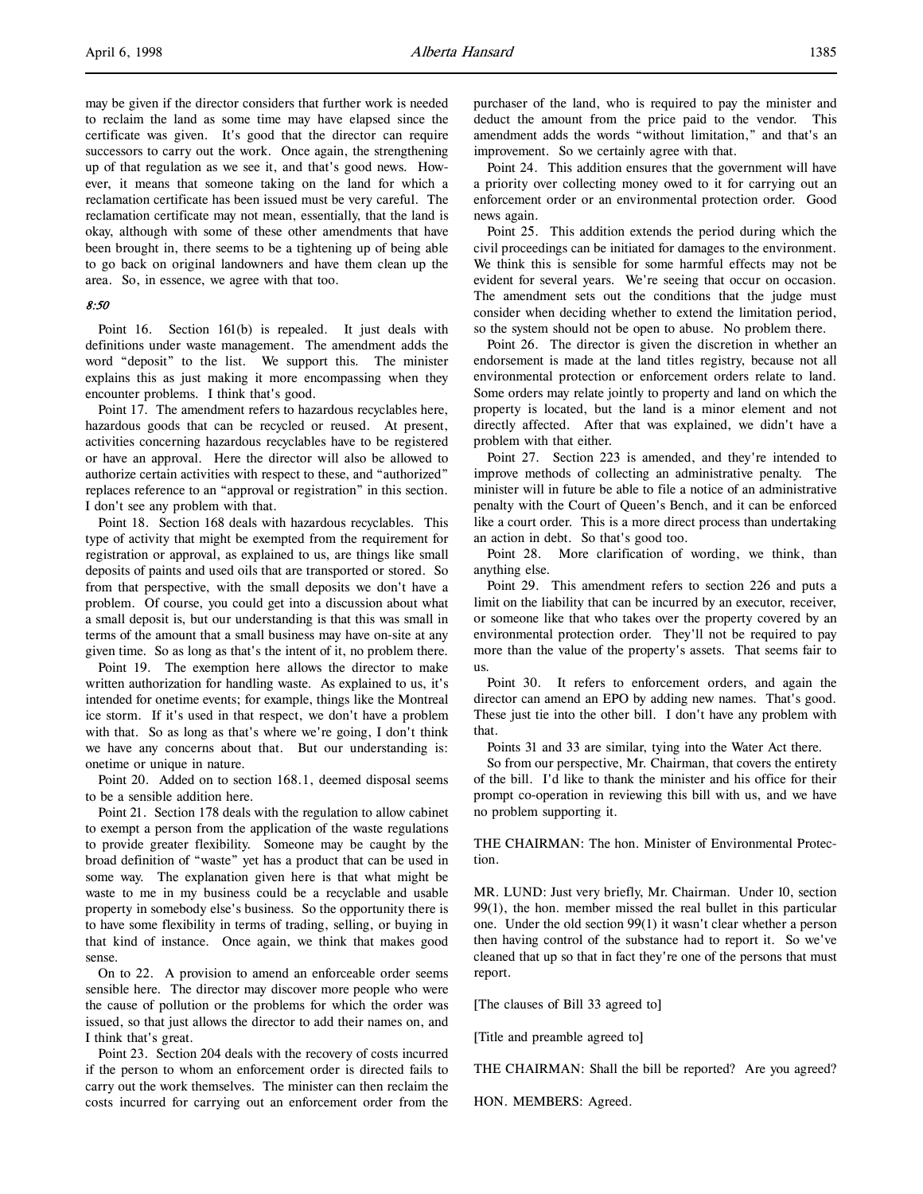may be given if the director considers that further work is needed to reclaim the land as some time may have elapsed since the certificate was given. It's good that the director can require successors to carry out the work. Once again, the strengthening up of that regulation as we see it, and that's good news. However, it means that someone taking on the land for which a reclamation certificate has been issued must be very careful. The reclamation certificate may not mean, essentially, that the land is okay, although with some of these other amendments that have been brought in, there seems to be a tightening up of being able to go back on original landowners and have them clean up the area. So, in essence, we agree with that too.

*8:50*

Point 16. Section 161(b) is repealed. It just deals with definitions under waste management. The amendment adds the word "deposit" to the list. We support this. The minister explains this as just making it more encompassing when they encounter problems. I think that's good.

Point 17. The amendment refers to hazardous recyclables here, hazardous goods that can be recycled or reused. At present, activities concerning hazardous recyclables have to be registered or have an approval. Here the director will also be allowed to authorize certain activities with respect to these, and "authorized" replaces reference to an "approval or registration" in this section. I don't see any problem with that.

Point 18. Section 168 deals with hazardous recyclables. This type of activity that might be exempted from the requirement for registration or approval, as explained to us, are things like small deposits of paints and used oils that are transported or stored. So from that perspective, with the small deposits we don't have a problem. Of course, you could get into a discussion about what a small deposit is, but our understanding is that this was small in terms of the amount that a small business may have on-site at any given time. So as long as that's the intent of it, no problem there.

Point 19. The exemption here allows the director to make written authorization for handling waste. As explained to us, it's intended for onetime events; for example, things like the Montreal ice storm. If it's used in that respect, we don't have a problem with that. So as long as that's where we're going, I don't think we have any concerns about that. But our understanding is: onetime or unique in nature.

Point 20. Added on to section 168.1, deemed disposal seems to be a sensible addition here.

Point 21. Section 178 deals with the regulation to allow cabinet to exempt a person from the application of the waste regulations to provide greater flexibility. Someone may be caught by the broad definition of "waste" yet has a product that can be used in some way. The explanation given here is that what might be waste to me in my business could be a recyclable and usable property in somebody else's business. So the opportunity there is to have some flexibility in terms of trading, selling, or buying in that kind of instance. Once again, we think that makes good sense.

On to 22. A provision to amend an enforceable order seems sensible here. The director may discover more people who were the cause of pollution or the problems for which the order was issued, so that just allows the director to add their names on, and I think that's great.

Point 23. Section 204 deals with the recovery of costs incurred if the person to whom an enforcement order is directed fails to carry out the work themselves. The minister can then reclaim the costs incurred for carrying out an enforcement order from the purchaser of the land, who is required to pay the minister and deduct the amount from the price paid to the vendor. This amendment adds the words "without limitation," and that's an improvement. So we certainly agree with that.

Point 24. This addition ensures that the government will have a priority over collecting money owed to it for carrying out an enforcement order or an environmental protection order. Good news again.

Point 25. This addition extends the period during which the civil proceedings can be initiated for damages to the environment. We think this is sensible for some harmful effects may not be evident for several years. We're seeing that occur on occasion. The amendment sets out the conditions that the judge must consider when deciding whether to extend the limitation period, so the system should not be open to abuse. No problem there.

Point 26. The director is given the discretion in whether an endorsement is made at the land titles registry, because not all environmental protection or enforcement orders relate to land. Some orders may relate jointly to property and land on which the property is located, but the land is a minor element and not directly affected. After that was explained, we didn't have a problem with that either.

Point 27. Section 223 is amended, and they're intended to improve methods of collecting an administrative penalty. The minister will in future be able to file a notice of an administrative penalty with the Court of Queen's Bench, and it can be enforced like a court order. This is a more direct process than undertaking an action in debt. So that's good too.

Point 28. More clarification of wording, we think, than anything else.

Point 29. This amendment refers to section 226 and puts a limit on the liability that can be incurred by an executor, receiver, or someone like that who takes over the property covered by an environmental protection order. They'll not be required to pay more than the value of the property's assets. That seems fair to us.

Point 30. It refers to enforcement orders, and again the director can amend an EPO by adding new names. That's good. These just tie into the other bill. I don't have any problem with that.

Points 31 and 33 are similar, tying into the Water Act there.

So from our perspective, Mr. Chairman, that covers the entirety of the bill. I'd like to thank the minister and his office for their prompt co-operation in reviewing this bill with us, and we have no problem supporting it.

THE CHAIRMAN: The hon. Minister of Environmental Protection.

MR. LUND: Just very briefly, Mr. Chairman. Under 10, section 99(1), the hon. member missed the real bullet in this particular one. Under the old section 99(1) it wasn't clear whether a person then having control of the substance had to report it. So we've cleaned that up so that in fact they're one of the persons that must report.

[The clauses of Bill 33 agreed to]

[Title and preamble agreed to]

THE CHAIRMAN: Shall the bill be reported? Are you agreed?

HON. MEMBERS: Agreed.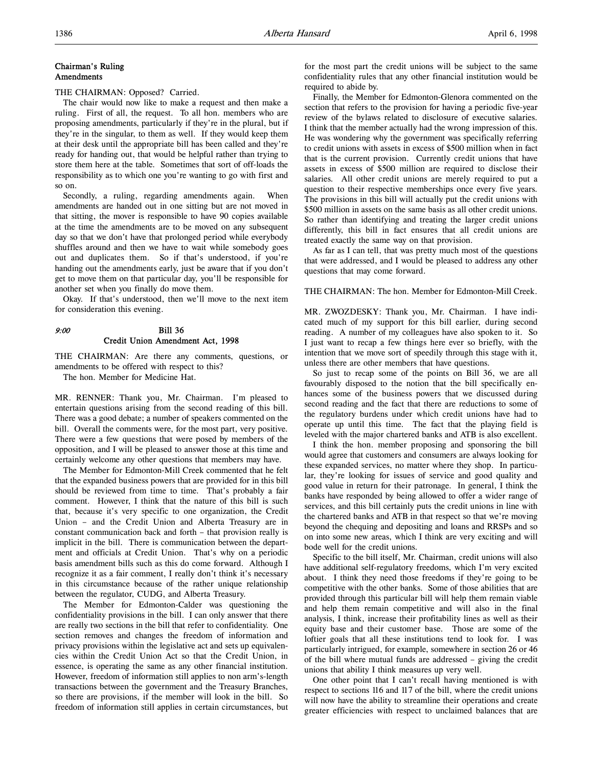## Chairman's Ruling
## Amendments

THE CHAIRMAN: Opposed? Carried.

The chair would now like to make a request and then make a ruling. First of all, the request. To all hon. members who are proposing amendments, particularly if they're in the plural, but if they're in the singular, to them as well. If they would keep them at their desk until the appropriate bill has been called and they're ready for handing out, that would be helpful rather than trying to store them here at the table. Sometimes that sort of off-loads the responsibility as to which one you're wanting to go with first and so on.

Secondly, a ruling, regarding amendments again. When amendments are handed out in one sitting but are not moved in that sitting, the mover is responsible to have 90 copies available at the time the amendments are to be moved on any subsequent day so that we don't have that prolonged period while everybody shuffles around and then we have to wait while somebody goes out and duplicates them. So if that's understood, if you're handing out the amendments early, just be aware that if you don't get to move them on that particular day, you'll be responsible for another set when you finally do move them.

Okay. If that's understood, then we'll move to the next item for consideration this evening.

*9:00*

## Bill 36
## Credit Union Amendment Act, 1998

THE CHAIRMAN: Are there any comments, questions, or amendments to be offered with respect to this?

The hon. Member for Medicine Hat.

MR. RENNER: Thank you, Mr. Chairman. I'm pleased to entertain questions arising from the second reading of this bill. There was a good debate; a number of speakers commented on the bill. Overall the comments were, for the most part, very positive. There were a few questions that were posed by members of the opposition, and I will be pleased to answer those at this time and certainly welcome any other questions that members may have.

The Member for Edmonton-Mill Creek commented that he felt that the expanded business powers that are provided for in this bill should be reviewed from time to time. That's probably a fair comment. However, I think that the nature of this bill is such that, because it's very specific to one organization, the Credit Union – and the Credit Union and Alberta Treasury are in constant communication back and forth – that provision really is implicit in the bill. There is communication between the department and officials at Credit Union. That's why on a periodic basis amendment bills such as this do come forward. Although I recognize it as a fair comment, I really don't think it's necessary in this circumstance because of the rather unique relationship between the regulator, CUDG, and Alberta Treasury.

The Member for Edmonton-Calder was questioning the confidentiality provisions in the bill. I can only answer that there are really two sections in the bill that refer to confidentiality. One section removes and changes the freedom of information and privacy provisions within the legislative act and sets up equivalencies within the Credit Union Act so that the Credit Union, in essence, is operating the same as any other financial institution. However, freedom of information still applies to non arm's-length transactions between the government and the Treasury Branches, so there are provisions, if the member will look in the bill. So freedom of information still applies in certain circumstances, but for the most part the credit unions will be subject to the same confidentiality rules that any other financial institution would be required to abide by.

Finally, the Member for Edmonton-Glenora commented on the section that refers to the provision for having a periodic five-year review of the bylaws related to disclosure of executive salaries. I think that the member actually had the wrong impression of this. He was wondering why the government was specifically referring to credit unions with assets in excess of $500 million when in fact that is the current provision. Currently credit unions that have assets in excess of $500 million are required to disclose their salaries. All other credit unions are merely required to put a question to their respective memberships once every five years. The provisions in this bill will actually put the credit unions with $500 million in assets on the same basis as all other credit unions. So rather than identifying and treating the larger credit unions differently, this bill in fact ensures that all credit unions are treated exactly the same way on that provision.

As far as I can tell, that was pretty much most of the questions that were addressed, and I would be pleased to address any other questions that may come forward.

THE CHAIRMAN: The hon. Member for Edmonton-Mill Creek.

MR. ZWOZDESKY: Thank you, Mr. Chairman. I have indicated much of my support for this bill earlier, during second reading. A number of my colleagues have also spoken to it. So I just want to recap a few things here ever so briefly, with the intention that we move sort of speedily through this stage with it, unless there are other members that have questions.

So just to recap some of the points on Bill 36, we are all favourably disposed to the notion that the bill specifically enhances some of the business powers that we discussed during second reading and the fact that there are reductions to some of the regulatory burdens under which credit unions have had to operate up until this time. The fact that the playing field is leveled with the major chartered banks and ATB is also excellent.

I think the hon. member proposing and sponsoring the bill would agree that customers and consumers are always looking for these expanded services, no matter where they shop. In particular, they're looking for issues of service and good quality and good value in return for their patronage. In general, I think the banks have responded by being allowed to offer a wider range of services, and this bill certainly puts the credit unions in line with the chartered banks and ATB in that respect so that we're moving beyond the chequing and depositing and loans and RRSPs and so on into some new areas, which I think are very exciting and will bode well for the credit unions.

Specific to the bill itself, Mr. Chairman, credit unions will also have additional self-regulatory freedoms, which I'm very excited about. I think they need those freedoms if they're going to be competitive with the other banks. Some of those abilities that are provided through this particular bill will help them remain viable and help them remain competitive and will also in the final analysis, I think, increase their profitability lines as well as their equity base and their customer base. Those are some of the loftier goals that all these institutions tend to look for. I was particularly intrigued, for example, somewhere in section 26 or 46 of the bill where mutual funds are addressed – giving the credit unions that ability I think measures up very well.

One other point that I can't recall having mentioned is with respect to sections 116 and 117 of the bill, where the credit unions will now have the ability to streamline their operations and create greater efficiencies with respect to unclaimed balances that are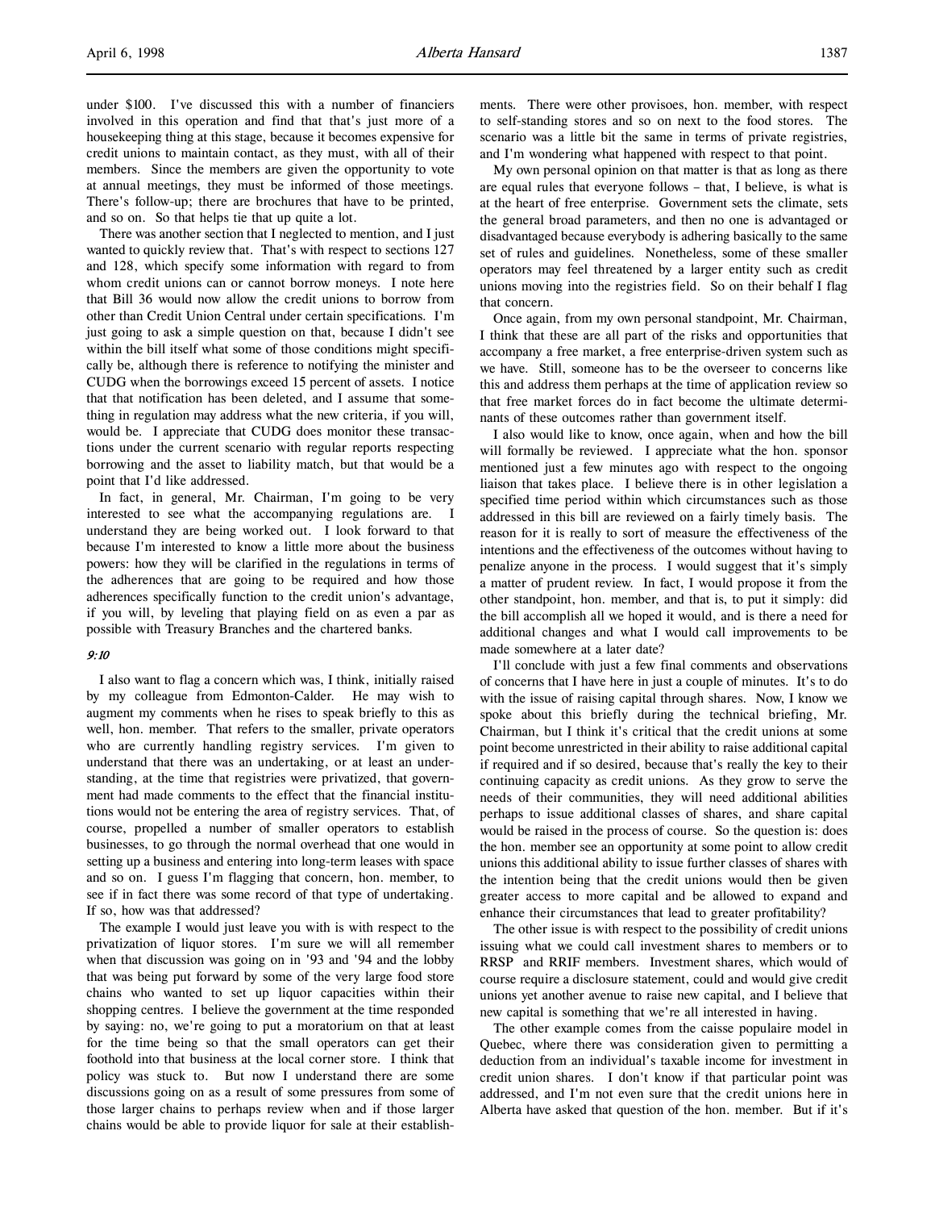under $100. I've discussed this with a number of financiers involved in this operation and find that that's just more of a housekeeping thing at this stage, because it becomes expensive for credit unions to maintain contact, as they must, with all of their members. Since the members are given the opportunity to vote at annual meetings, they must be informed of those meetings. There's follow-up; there are brochures that have to be printed, and so on. So that helps tie that up quite a lot.

There was another section that I neglected to mention, and I just wanted to quickly review that. That's with respect to sections 127 and 128, which specify some information with regard to from whom credit unions can or cannot borrow moneys. I note here that Bill 36 would now allow the credit unions to borrow from other than Credit Union Central under certain specifications. I'm just going to ask a simple question on that, because I didn't see within the bill itself what some of those conditions might specifically be, although there is reference to notifying the minister and CUDG when the borrowings exceed 15 percent of assets. I notice that that notification has been deleted, and I assume that something in regulation may address what the new criteria, if you will, would be. I appreciate that CUDG does monitor these transactions under the current scenario with regular reports respecting borrowing and the asset to liability match, but that would be a point that I'd like addressed.

In fact, in general, Mr. Chairman, I'm going to be very interested to see what the accompanying regulations are. I understand they are being worked out. I look forward to that because I'm interested to know a little more about the business powers: how they will be clarified in the regulations in terms of the adherences that are going to be required and how those adherences specifically function to the credit union's advantage, if you will, by leveling that playing field on as even a par as possible with Treasury Branches and the chartered banks.

*9:10*

I also want to flag a concern which was, I think, initially raised by my colleague from Edmonton-Calder. He may wish to augment my comments when he rises to speak briefly to this as well, hon. member. That refers to the smaller, private operators who are currently handling registry services. I'm given to understand that there was an undertaking, or at least an understanding, at the time that registries were privatized, that government had made comments to the effect that the financial institutions would not be entering the area of registry services. That, of course, propelled a number of smaller operators to establish businesses, to go through the normal overhead that one would in setting up a business and entering into long-term leases with space and so on. I guess I'm flagging that concern, hon. member, to see if in fact there was some record of that type of undertaking. If so, how was that addressed?

The example I would just leave you with is with respect to the privatization of liquor stores. I'm sure we will all remember when that discussion was going on in '93 and '94 and the lobby that was being put forward by some of the very large food store chains who wanted to set up liquor capacities within their shopping centres. I believe the government at the time responded by saying: no, we're going to put a moratorium on that at least for the time being so that the small operators can get their foothold into that business at the local corner store. I think that policy was stuck to. But now I understand there are some discussions going on as a result of some pressures from some of those larger chains to perhaps review when and if those larger chains would be able to provide liquor for sale at their establishments. There were other provisoes, hon. member, with respect to self-standing stores and so on next to the food stores. The scenario was a little bit the same in terms of private registries, and I'm wondering what happened with respect to that point.

My own personal opinion on that matter is that as long as there are equal rules that everyone follows – that, I believe, is what is at the heart of free enterprise. Government sets the climate, sets the general broad parameters, and then no one is advantaged or disadvantaged because everybody is adhering basically to the same set of rules and guidelines. Nonetheless, some of these smaller operators may feel threatened by a larger entity such as credit unions moving into the registries field. So on their behalf I flag that concern.

Once again, from my own personal standpoint, Mr. Chairman, I think that these are all part of the risks and opportunities that accompany a free market, a free enterprise-driven system such as we have. Still, someone has to be the overseer to concerns like this and address them perhaps at the time of application review so that free market forces do in fact become the ultimate determinants of these outcomes rather than government itself.

I also would like to know, once again, when and how the bill will formally be reviewed. I appreciate what the hon. sponsor mentioned just a few minutes ago with respect to the ongoing liaison that takes place. I believe there is in other legislation a specified time period within which circumstances such as those addressed in this bill are reviewed on a fairly timely basis. The reason for it is really to sort of measure the effectiveness of the intentions and the effectiveness of the outcomes without having to penalize anyone in the process. I would suggest that it's simply a matter of prudent review. In fact, I would propose it from the other standpoint, hon. member, and that is, to put it simply: did the bill accomplish all we hoped it would, and is there a need for additional changes and what I would call improvements to be made somewhere at a later date?

I'll conclude with just a few final comments and observations of concerns that I have here in just a couple of minutes. It's to do with the issue of raising capital through shares. Now, I know we spoke about this briefly during the technical briefing, Mr. Chairman, but I think it's critical that the credit unions at some point become unrestricted in their ability to raise additional capital if required and if so desired, because that's really the key to their continuing capacity as credit unions. As they grow to serve the needs of their communities, they will need additional abilities perhaps to issue additional classes of shares, and share capital would be raised in the process of course. So the question is: does the hon. member see an opportunity at some point to allow credit unions this additional ability to issue further classes of shares with the intention being that the credit unions would then be given greater access to more capital and be allowed to expand and enhance their circumstances that lead to greater profitability?

The other issue is with respect to the possibility of credit unions issuing what we could call investment shares to members or to RRSP and RRIF members. Investment shares, which would of course require a disclosure statement, could and would give credit unions yet another avenue to raise new capital, and I believe that new capital is something that we're all interested in having.

The other example comes from the caisse populaire model in Quebec, where there was consideration given to permitting a deduction from an individual's taxable income for investment in credit union shares. I don't know if that particular point was addressed, and I'm not even sure that the credit unions here in Alberta have asked that question of the hon. member. But if it's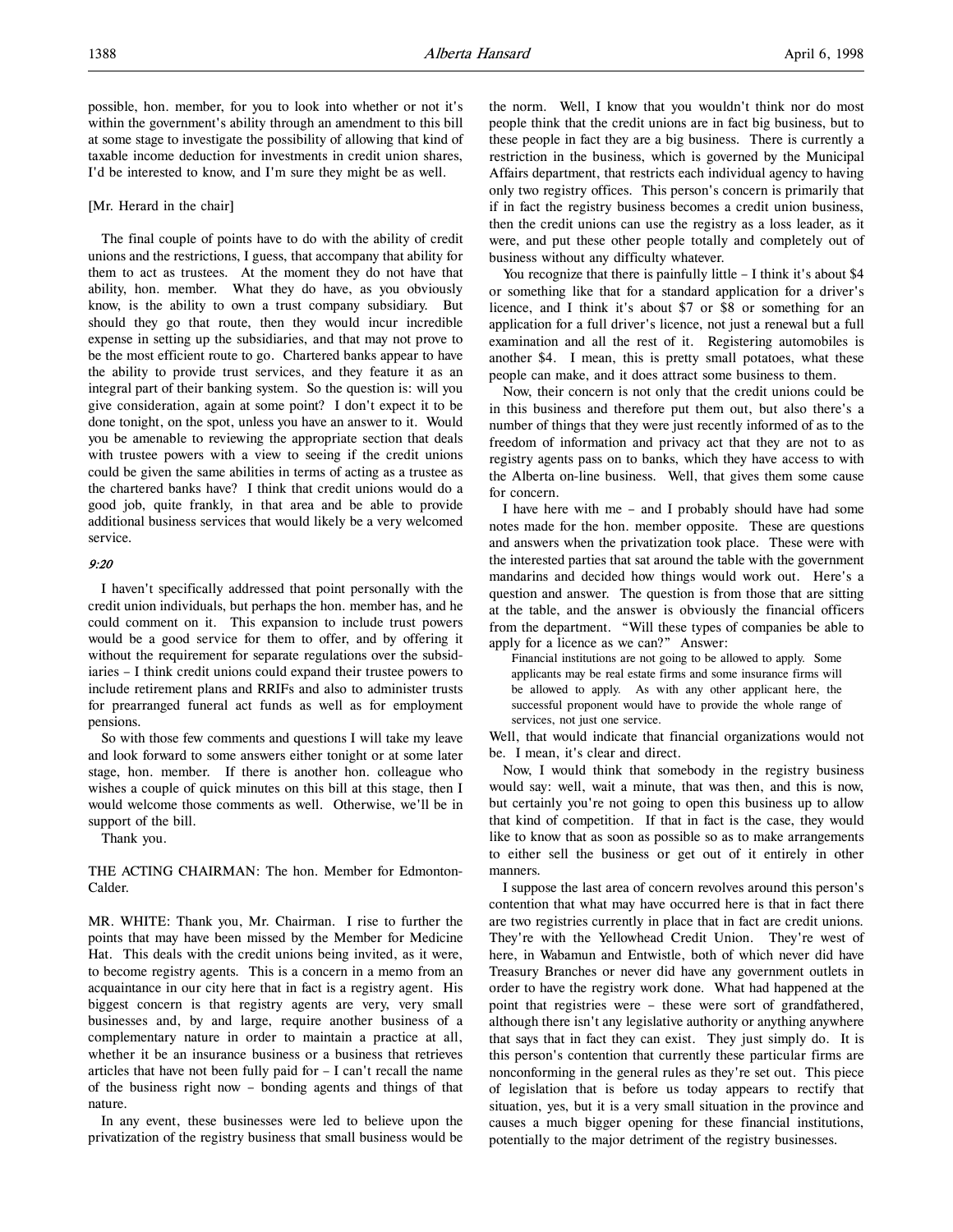possible, hon. member, for you to look into whether or not it's within the government's ability through an amendment to this bill at some stage to investigate the possibility of allowing that kind of taxable income deduction for investments in credit union shares, I'd be interested to know, and I'm sure they might be as well.

[Mr. Herard in the chair]

The final couple of points have to do with the ability of credit unions and the restrictions, I guess, that accompany that ability for them to act as trustees. At the moment they do not have that ability, hon. member. What they do have, as you obviously know, is the ability to own a trust company subsidiary. But should they go that route, then they would incur incredible expense in setting up the subsidiaries, and that may not prove to be the most efficient route to go. Chartered banks appear to have the ability to provide trust services, and they feature it as an integral part of their banking system. So the question is: will you give consideration, again at some point? I don't expect it to be done tonight, on the spot, unless you have an answer to it. Would you be amenable to reviewing the appropriate section that deals with trustee powers with a view to seeing if the credit unions could be given the same abilities in terms of acting as a trustee as the chartered banks have? I think that credit unions would do a good job, quite frankly, in that area and be able to provide additional business services that would likely be a very welcomed service.

*9:20*

I haven't specifically addressed that point personally with the credit union individuals, but perhaps the hon. member has, and he could comment on it. This expansion to include trust powers would be a good service for them to offer, and by offering it without the requirement for separate regulations over the subsidiaries – I think credit unions could expand their trustee powers to include retirement plans and RRIFs and also to administer trusts for prearranged funeral act funds as well as for employment pensions.

So with those few comments and questions I will take my leave and look forward to some answers either tonight or at some later stage, hon. member. If there is another hon. colleague who wishes a couple of quick minutes on this bill at this stage, then I would welcome those comments as well. Otherwise, we'll be in support of the bill.

Thank you.

THE ACTING CHAIRMAN: The hon. Member for Edmonton-Calder.

MR. WHITE: Thank you, Mr. Chairman. I rise to further the points that may have been missed by the Member for Medicine Hat. This deals with the credit unions being invited, as it were, to become registry agents. This is a concern in a memo from an acquaintance in our city here that in fact is a registry agent. His biggest concern is that registry agents are very, very small businesses and, by and large, require another business of a complementary nature in order to maintain a practice at all, whether it be an insurance business or a business that retrieves articles that have not been fully paid for – I can't recall the name of the business right now – bonding agents and things of that nature.

In any event, these businesses were led to believe upon the privatization of the registry business that small business would be the norm. Well, I know that you wouldn't think nor do most people think that the credit unions are in fact big business, but to these people in fact they are a big business. There is currently a restriction in the business, which is governed by the Municipal Affairs department, that restricts each individual agency to having only two registry offices. This person's concern is primarily that if in fact the registry business becomes a credit union business, then the credit unions can use the registry as a loss leader, as it were, and put these other people totally and completely out of business without any difficulty whatever.

You recognize that there is painfully little – I think it's about $4 or something like that for a standard application for a driver's licence, and I think it's about $7 or $8 or something for an application for a full driver's licence, not just a renewal but a full examination and all the rest of it. Registering automobiles is another $4. I mean, this is pretty small potatoes, what these people can make, and it does attract some business to them.

Now, their concern is not only that the credit unions could be in this business and therefore put them out, but also there's a number of things that they were just recently informed of as to the freedom of information and privacy act that they are not to as registry agents pass on to banks, which they have access to with the Alberta on-line business. Well, that gives them some cause for concern.

I have here with me – and I probably should have had some notes made for the hon. member opposite. These are questions and answers when the privatization took place. These were with the interested parties that sat around the table with the government mandarins and decided how things would work out. Here's a question and answer. The question is from those that are sitting at the table, and the answer is obviously the financial officers from the department. "Will these types of companies be able to apply for a licence as we can?" Answer:

> Financial institutions are not going to be allowed to apply. Some applicants may be real estate firms and some insurance firms will be allowed to apply. As with any other applicant here, the successful proponent would have to provide the whole range of services, not just one service.

Well, that would indicate that financial organizations would not be. I mean, it's clear and direct.

Now, I would think that somebody in the registry business would say: well, wait a minute, that was then, and this is now, but certainly you're not going to open this business up to allow that kind of competition. If that in fact is the case, they would like to know that as soon as possible so as to make arrangements to either sell the business or get out of it entirely in other manners.

I suppose the last area of concern revolves around this person's contention that what may have occurred here is that in fact there are two registries currently in place that in fact are credit unions. They're with the Yellowhead Credit Union. They're west of here, in Wabamun and Entwistle, both of which never did have Treasury Branches or never did have any government outlets in order to have the registry work done. What had happened at the point that registries were – these were sort of grandfathered, although there isn't any legislative authority or anything anywhere that says that in fact they can exist. They just simply do. It is this person's contention that currently these particular firms are nonconforming in the general rules as they're set out. This piece of legislation that is before us today appears to rectify that situation, yes, but it is a very small situation in the province and causes a much bigger opening for these financial institutions, potentially to the major detriment of the registry businesses.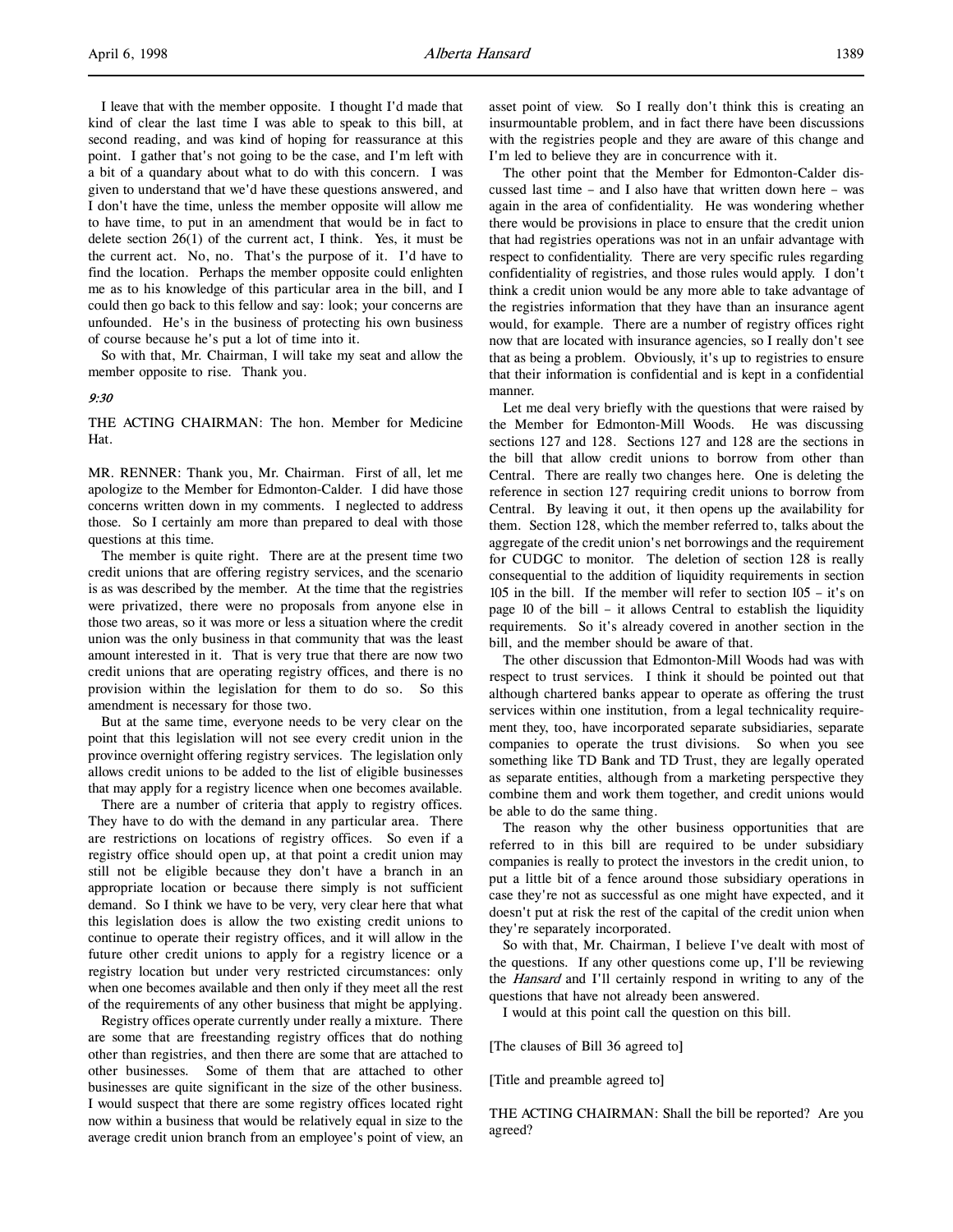I leave that with the member opposite. I thought I'd made that kind of clear the last time I was able to speak to this bill, at second reading, and was kind of hoping for reassurance at this point. I gather that's not going to be the case, and I'm left with a bit of a quandary about what to do with this concern. I was given to understand that we'd have these questions answered, and I don't have the time, unless the member opposite will allow me to have time, to put in an amendment that would be in fact to delete section 26(1) of the current act, I think. Yes, it must be the current act. No, no. That's the purpose of it. I'd have to find the location. Perhaps the member opposite could enlighten me as to his knowledge of this particular area in the bill, and I could then go back to this fellow and say: look; your concerns are unfounded. He's in the business of protecting his own business of course because he's put a lot of time into it.

So with that, Mr. Chairman, I will take my seat and allow the member opposite to rise. Thank you.

*9:30*

THE ACTING CHAIRMAN: The hon. Member for Medicine Hat.

MR. RENNER: Thank you, Mr. Chairman. First of all, let me apologize to the Member for Edmonton-Calder. I did have those concerns written down in my comments. I neglected to address those. So I certainly am more than prepared to deal with those questions at this time.

The member is quite right. There are at the present time two credit unions that are offering registry services, and the scenario is as was described by the member. At the time that the registries were privatized, there were no proposals from anyone else in those two areas, so it was more or less a situation where the credit union was the only business in that community that was the least amount interested in it. That is very true that there are now two credit unions that are operating registry offices, and there is no provision within the legislation for them to do so. So this amendment is necessary for those two.

But at the same time, everyone needs to be very clear on the point that this legislation will not see every credit union in the province overnight offering registry services. The legislation only allows credit unions to be added to the list of eligible businesses that may apply for a registry licence when one becomes available.

There are a number of criteria that apply to registry offices. They have to do with the demand in any particular area. There are restrictions on locations of registry offices. So even if a registry office should open up, at that point a credit union may still not be eligible because they don't have a branch in an appropriate location or because there simply is not sufficient demand. So I think we have to be very, very clear here that what this legislation does is allow the two existing credit unions to continue to operate their registry offices, and it will allow in the future other credit unions to apply for a registry licence or a registry location but under very restricted circumstances: only when one becomes available and then only if they meet all the rest of the requirements of any other business that might be applying.

Registry offices operate currently under really a mixture. There are some that are freestanding registry offices that do nothing other than registries, and then there are some that are attached to other businesses. Some of them that are attached to other businesses are quite significant in the size of the other business. I would suspect that there are some registry offices located right now within a business that would be relatively equal in size to the average credit union branch from an employee's point of view, an asset point of view. So I really don't think this is creating an insurmountable problem, and in fact there have been discussions with the registries people and they are aware of this change and I'm led to believe they are in concurrence with it.

The other point that the Member for Edmonton-Calder discussed last time – and I also have that written down here – was again in the area of confidentiality. He was wondering whether there would be provisions in place to ensure that the credit union that had registries operations was not in an unfair advantage with respect to confidentiality. There are very specific rules regarding confidentiality of registries, and those rules would apply. I don't think a credit union would be any more able to take advantage of the registries information that they have than an insurance agent would, for example. There are a number of registry offices right now that are located with insurance agencies, so I really don't see that as being a problem. Obviously, it's up to registries to ensure that their information is confidential and is kept in a confidential manner.

Let me deal very briefly with the questions that were raised by the Member for Edmonton-Mill Woods. He was discussing sections 127 and 128. Sections 127 and 128 are the sections in the bill that allow credit unions to borrow from other than Central. There are really two changes here. One is deleting the reference in section 127 requiring credit unions to borrow from Central. By leaving it out, it then opens up the availability for them. Section 128, which the member referred to, talks about the aggregate of the credit union's net borrowings and the requirement for CUDGC to monitor. The deletion of section 128 is really consequential to the addition of liquidity requirements in section 105 in the bill. If the member will refer to section 105 – it's on page 10 of the bill – it allows Central to establish the liquidity requirements. So it's already covered in another section in the bill, and the member should be aware of that.

The other discussion that Edmonton-Mill Woods had was with respect to trust services. I think it should be pointed out that although chartered banks appear to operate as offering the trust services within one institution, from a legal technicality requirement they, too, have incorporated separate subsidiaries, separate companies to operate the trust divisions. So when you see something like TD Bank and TD Trust, they are legally operated as separate entities, although from a marketing perspective they combine them and work them together, and credit unions would be able to do the same thing.

The reason why the other business opportunities that are referred to in this bill are required to be under subsidiary companies is really to protect the investors in the credit union, to put a little bit of a fence around those subsidiary operations in case they're not as successful as one might have expected, and it doesn't put at risk the rest of the capital of the credit union when they're separately incorporated.

So with that, Mr. Chairman, I believe I've dealt with most of the questions. If any other questions come up, I'll be reviewing the *Hansard* and I'll certainly respond in writing to any of the questions that have not already been answered.

I would at this point call the question on this bill.

[The clauses of Bill 36 agreed to]

[Title and preamble agreed to]

THE ACTING CHAIRMAN: Shall the bill be reported? Are you agreed?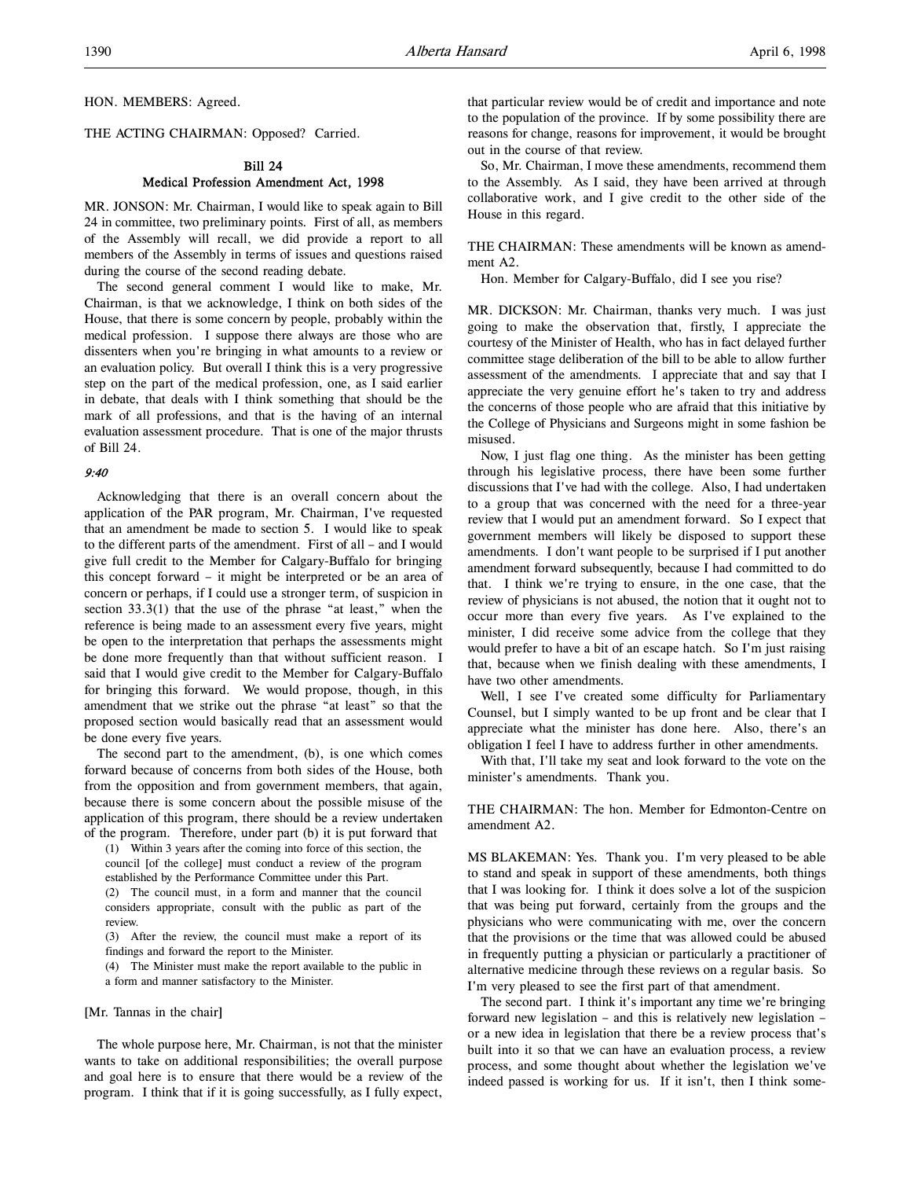HON. MEMBERS: Agreed.

THE ACTING CHAIRMAN: Opposed? Carried.

## Bill 24
## Medical Profession Amendment Act, 1998

MR. JONSON: Mr. Chairman, I would like to speak again to Bill 24 in committee, two preliminary points. First of all, as members of the Assembly will recall, we did provide a report to all members of the Assembly in terms of issues and questions raised during the course of the second reading debate.

The second general comment I would like to make, Mr. Chairman, is that we acknowledge, I think on both sides of the House, that there is some concern by people, probably within the medical profession. I suppose there always are those who are dissenters when you're bringing in what amounts to a review or an evaluation policy. But overall I think this is a very progressive step on the part of the medical profession, one, as I said earlier in debate, that deals with I think something that should be the mark of all professions, and that is the having of an internal evaluation assessment procedure. That is one of the major thrusts of Bill 24.

*9:40*

Acknowledging that there is an overall concern about the application of the PAR program, Mr. Chairman, I've requested that an amendment be made to section 5. I would like to speak to the different parts of the amendment. First of all – and I would give full credit to the Member for Calgary-Buffalo for bringing this concept forward – it might be interpreted or be an area of concern or perhaps, if I could use a stronger term, of suspicion in section 33.3(1) that the use of the phrase "at least," when the reference is being made to an assessment every five years, might be open to the interpretation that perhaps the assessments might be done more frequently than that without sufficient reason. I said that I would give credit to the Member for Calgary-Buffalo for bringing this forward. We would propose, though, in this amendment that we strike out the phrase "at least" so that the proposed section would basically read that an assessment would be done every five years.

The second part to the amendment, (b), is one which comes forward because of concerns from both sides of the House, both from the opposition and from government members, that again, because there is some concern about the possible misuse of the application of this program, there should be a review undertaken of the program. Therefore, under part (b) it is put forward that

> (1) Within 3 years after the coming into force of this section, the council [of the college] must conduct a review of the program established by the Performance Committee under this Part.
>
> (2) The council must, in a form and manner that the council considers appropriate, consult with the public as part of the review.
>
> (3) After the review, the council must make a report of its findings and forward the report to the Minister.
>
> (4) The Minister must make the report available to the public in a form and manner satisfactory to the Minister.

[Mr. Tannas in the chair]

The whole purpose here, Mr. Chairman, is not that the minister wants to take on additional responsibilities; the overall purpose and goal here is to ensure that there would be a review of the program. I think that if it is going successfully, as I fully expect, that particular review would be of credit and importance and note to the population of the province. If by some possibility there are reasons for change, reasons for improvement, it would be brought out in the course of that review.

So, Mr. Chairman, I move these amendments, recommend them to the Assembly. As I said, they have been arrived at through collaborative work, and I give credit to the other side of the House in this regard.

THE CHAIRMAN: These amendments will be known as amendment A2.

Hon. Member for Calgary-Buffalo, did I see you rise?

MR. DICKSON: Mr. Chairman, thanks very much. I was just going to make the observation that, firstly, I appreciate the courtesy of the Minister of Health, who has in fact delayed further committee stage deliberation of the bill to be able to allow further assessment of the amendments. I appreciate that and say that I appreciate the very genuine effort he's taken to try and address the concerns of those people who are afraid that this initiative by the College of Physicians and Surgeons might in some fashion be misused.

Now, I just flag one thing. As the minister has been getting through his legislative process, there have been some further discussions that I've had with the college. Also, I had undertaken to a group that was concerned with the need for a three-year review that I would put an amendment forward. So I expect that government members will likely be disposed to support these amendments. I don't want people to be surprised if I put another amendment forward subsequently, because I had committed to do that. I think we're trying to ensure, in the one case, that the review of physicians is not abused, the notion that it ought not to occur more than every five years. As I've explained to the minister, I did receive some advice from the college that they would prefer to have a bit of an escape hatch. So I'm just raising that, because when we finish dealing with these amendments, I have two other amendments.

Well, I see I've created some difficulty for Parliamentary Counsel, but I simply wanted to be up front and be clear that I appreciate what the minister has done here. Also, there's an obligation I feel I have to address further in other amendments.

With that, I'll take my seat and look forward to the vote on the minister's amendments. Thank you.

THE CHAIRMAN: The hon. Member for Edmonton-Centre on amendment A2.

MS BLAKEMAN: Yes. Thank you. I'm very pleased to be able to stand and speak in support of these amendments, both things that I was looking for. I think it does solve a lot of the suspicion that was being put forward, certainly from the groups and the physicians who were communicating with me, over the concern that the provisions or the time that was allowed could be abused in frequently putting a physician or particularly a practitioner of alternative medicine through these reviews on a regular basis. So I'm very pleased to see the first part of that amendment.

The second part. I think it's important any time we're bringing forward new legislation – and this is relatively new legislation – or a new idea in legislation that there be a review process that's built into it so that we can have an evaluation process, a review process, and some thought about whether the legislation we've indeed passed is working for us. If it isn't, then I think some-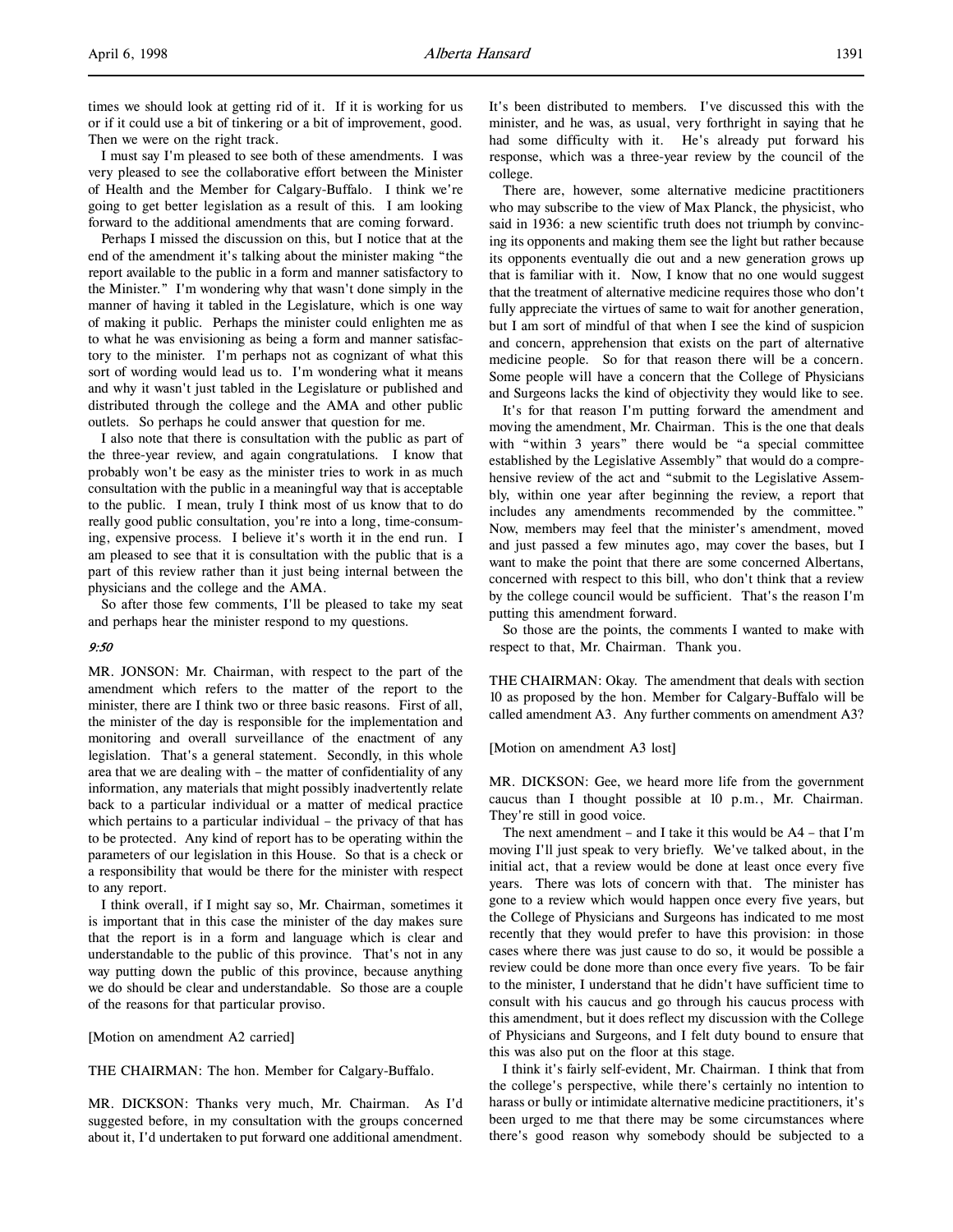times we should look at getting rid of it. If it is working for us or if it could use a bit of tinkering or a bit of improvement, good. Then we were on the right track.

I must say I'm pleased to see both of these amendments. I was very pleased to see the collaborative effort between the Minister of Health and the Member for Calgary-Buffalo. I think we're going to get better legislation as a result of this. I am looking forward to the additional amendments that are coming forward.

Perhaps I missed the discussion on this, but I notice that at the end of the amendment it's talking about the minister making "the report available to the public in a form and manner satisfactory to the Minister." I'm wondering why that wasn't done simply in the manner of having it tabled in the Legislature, which is one way of making it public. Perhaps the minister could enlighten me as to what he was envisioning as being a form and manner satisfactory to the minister. I'm perhaps not as cognizant of what this sort of wording would lead us to. I'm wondering what it means and why it wasn't just tabled in the Legislature or published and distributed through the college and the AMA and other public outlets. So perhaps he could answer that question for me.

I also note that there is consultation with the public as part of the three-year review, and again congratulations. I know that probably won't be easy as the minister tries to work in as much consultation with the public in a meaningful way that is acceptable to the public. I mean, truly I think most of us know that to do really good public consultation, you're into a long, time-consuming, expensive process. I believe it's worth it in the end run. I am pleased to see that it is consultation with the public that is a part of this review rather than it just being internal between the physicians and the college and the AMA.

So after those few comments, I'll be pleased to take my seat and perhaps hear the minister respond to my questions.

*9:50*

MR. JONSON: Mr. Chairman, with respect to the part of the amendment which refers to the matter of the report to the minister, there are I think two or three basic reasons. First of all, the minister of the day is responsible for the implementation and monitoring and overall surveillance of the enactment of any legislation. That's a general statement. Secondly, in this whole area that we are dealing with – the matter of confidentiality of any information, any materials that might possibly inadvertently relate back to a particular individual or a matter of medical practice which pertains to a particular individual – the privacy of that has to be protected. Any kind of report has to be operating within the parameters of our legislation in this House. So that is a check or a responsibility that would be there for the minister with respect to any report.

I think overall, if I might say so, Mr. Chairman, sometimes it is important that in this case the minister of the day makes sure that the report is in a form and language which is clear and understandable to the public of this province. That's not in any way putting down the public of this province, because anything we do should be clear and understandable. So those are a couple of the reasons for that particular proviso.

[Motion on amendment A2 carried]

THE CHAIRMAN: The hon. Member for Calgary-Buffalo.

MR. DICKSON: Thanks very much, Mr. Chairman. As I'd suggested before, in my consultation with the groups concerned about it, I'd undertaken to put forward one additional amendment. It's been distributed to members. I've discussed this with the minister, and he was, as usual, very forthright in saying that he had some difficulty with it. He's already put forward his response, which was a three-year review by the council of the college.

There are, however, some alternative medicine practitioners who may subscribe to the view of Max Planck, the physicist, who said in 1936: a new scientific truth does not triumph by convincing its opponents and making them see the light but rather because its opponents eventually die out and a new generation grows up that is familiar with it. Now, I know that no one would suggest that the treatment of alternative medicine requires those who don't fully appreciate the virtues of same to wait for another generation, but I am sort of mindful of that when I see the kind of suspicion and concern, apprehension that exists on the part of alternative medicine people. So for that reason there will be a concern. Some people will have a concern that the College of Physicians and Surgeons lacks the kind of objectivity they would like to see.

It's for that reason I'm putting forward the amendment and moving the amendment, Mr. Chairman. This is the one that deals with "within 3 years" there would be "a special committee established by the Legislative Assembly" that would do a comprehensive review of the act and "submit to the Legislative Assembly, within one year after beginning the review, a report that includes any amendments recommended by the committee." Now, members may feel that the minister's amendment, moved and just passed a few minutes ago, may cover the bases, but I want to make the point that there are some concerned Albertans, concerned with respect to this bill, who don't think that a review by the college council would be sufficient. That's the reason I'm putting this amendment forward.

So those are the points, the comments I wanted to make with respect to that, Mr. Chairman. Thank you.

THE CHAIRMAN: Okay. The amendment that deals with section 10 as proposed by the hon. Member for Calgary-Buffalo will be called amendment A3. Any further comments on amendment A3?

[Motion on amendment A3 lost]

MR. DICKSON: Gee, we heard more life from the government caucus than I thought possible at 10 p.m., Mr. Chairman. They're still in good voice.

The next amendment – and I take it this would be A4 – that I'm moving I'll just speak to very briefly. We've talked about, in the initial act, that a review would be done at least once every five years. There was lots of concern with that. The minister has gone to a review which would happen once every five years, but the College of Physicians and Surgeons has indicated to me most recently that they would prefer to have this provision: in those cases where there was just cause to do so, it would be possible a review could be done more than once every five years. To be fair to the minister, I understand that he didn't have sufficient time to consult with his caucus and go through his caucus process with this amendment, but it does reflect my discussion with the College of Physicians and Surgeons, and I felt duty bound to ensure that this was also put on the floor at this stage.

I think it's fairly self-evident, Mr. Chairman. I think that from the college's perspective, while there's certainly no intention to harass or bully or intimidate alternative medicine practitioners, it's been urged to me that there may be some circumstances where there's good reason why somebody should be subjected to a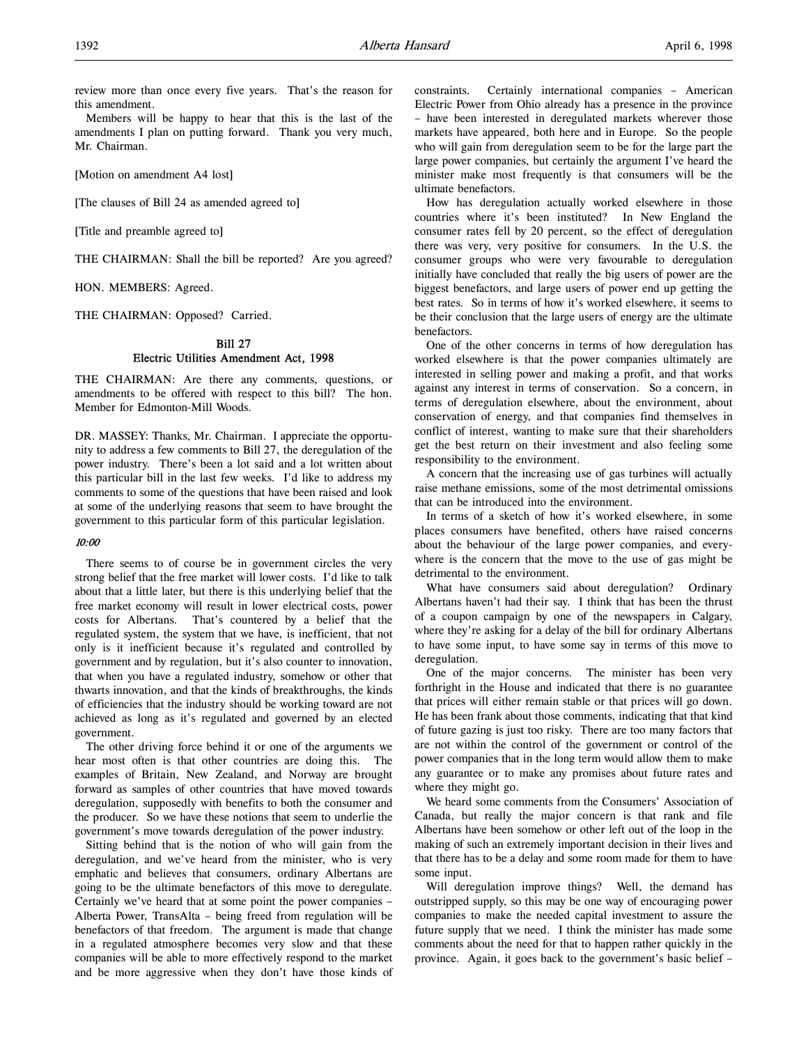review more than once every five years. That's the reason for this amendment.

Members will be happy to hear that this is the last of the amendments I plan on putting forward. Thank you very much, Mr. Chairman.

[Motion on amendment A4 lost]

[The clauses of Bill 24 as amended agreed to]

[Title and preamble agreed to]

THE CHAIRMAN: Shall the bill be reported? Are you agreed?

HON. MEMBERS: Agreed.

THE CHAIRMAN: Opposed? Carried.

## Bill 27
## Electric Utilities Amendment Act, 1998

THE CHAIRMAN: Are there any comments, questions, or amendments to be offered with respect to this bill? The hon. Member for Edmonton-Mill Woods.

DR. MASSEY: Thanks, Mr. Chairman. I appreciate the opportunity to address a few comments to Bill 27, the deregulation of the power industry. There's been a lot said and a lot written about this particular bill in the last few weeks. I'd like to address my comments to some of the questions that have been raised and look at some of the underlying reasons that seem to have brought the government to this particular form of this particular legislation.

*10:00*

There seems to of course be in government circles the very strong belief that the free market will lower costs. I'd like to talk about that a little later, but there is this underlying belief that the free market economy will result in lower electrical costs, power costs for Albertans. That's countered by a belief that the regulated system, the system that we have, is inefficient, that not only is it inefficient because it's regulated and controlled by government and by regulation, but it's also counter to innovation, that when you have a regulated industry, somehow or other that thwarts innovation, and that the kinds of breakthroughs, the kinds of efficiencies that the industry should be working toward are not achieved as long as it's regulated and governed by an elected government.

The other driving force behind it or one of the arguments we hear most often is that other countries are doing this. The examples of Britain, New Zealand, and Norway are brought forward as samples of other countries that have moved towards deregulation, supposedly with benefits to both the consumer and the producer. So we have these notions that seem to underlie the government's move towards deregulation of the power industry.

Sitting behind that is the notion of who will gain from the deregulation, and we've heard from the minister, who is very emphatic and believes that consumers, ordinary Albertans are going to be the ultimate benefactors of this move to deregulate. Certainly we've heard that at some point the power companies – Alberta Power, TransAlta – being freed from regulation will be benefactors of that freedom. The argument is made that change in a regulated atmosphere becomes very slow and that these companies will be able to more effectively respond to the market and be more aggressive when they don't have those kinds of constraints. Certainly international companies – American Electric Power from Ohio already has a presence in the province – have been interested in deregulated markets wherever those markets have appeared, both here and in Europe. So the people who will gain from deregulation seem to be for the large part the large power companies, but certainly the argument I've heard the minister make most frequently is that consumers will be the ultimate benefactors.

How has deregulation actually worked elsewhere in those countries where it's been instituted? In New England the consumer rates fell by 20 percent, so the effect of deregulation there was very, very positive for consumers. In the U.S. the consumer groups who were very favourable to deregulation initially have concluded that really the big users of power are the biggest benefactors, and large users of power end up getting the best rates. So in terms of how it's worked elsewhere, it seems to be their conclusion that the large users of energy are the ultimate benefactors.

One of the other concerns in terms of how deregulation has worked elsewhere is that the power companies ultimately are interested in selling power and making a profit, and that works against any interest in terms of conservation. So a concern, in terms of deregulation elsewhere, about the environment, about conservation of energy, and that companies find themselves in conflict of interest, wanting to make sure that their shareholders get the best return on their investment and also feeling some responsibility to the environment.

A concern that the increasing use of gas turbines will actually raise methane emissions, some of the most detrimental omissions that can be introduced into the environment.

In terms of a sketch of how it's worked elsewhere, in some places consumers have benefited, others have raised concerns about the behaviour of the large power companies, and everywhere is the concern that the move to the use of gas might be detrimental to the environment.

What have consumers said about deregulation? Ordinary Albertans haven't had their say. I think that has been the thrust of a coupon campaign by one of the newspapers in Calgary, where they're asking for a delay of the bill for ordinary Albertans to have some input, to have some say in terms of this move to deregulation.

One of the major concerns. The minister has been very forthright in the House and indicated that there is no guarantee that prices will either remain stable or that prices will go down. He has been frank about those comments, indicating that that kind of future gazing is just too risky. There are too many factors that are not within the control of the government or control of the power companies that in the long term would allow them to make any guarantee or to make any promises about future rates and where they might go.

We heard some comments from the Consumers' Association of Canada, but really the major concern is that rank and file Albertans have been somehow or other left out of the loop in the making of such an extremely important decision in their lives and that there has to be a delay and some room made for them to have some input.

Will deregulation improve things? Well, the demand has outstripped supply, so this may be one way of encouraging power companies to make the needed capital investment to assure the future supply that we need. I think the minister has made some comments about the need for that to happen rather quickly in the province. Again, it goes back to the government's basic belief –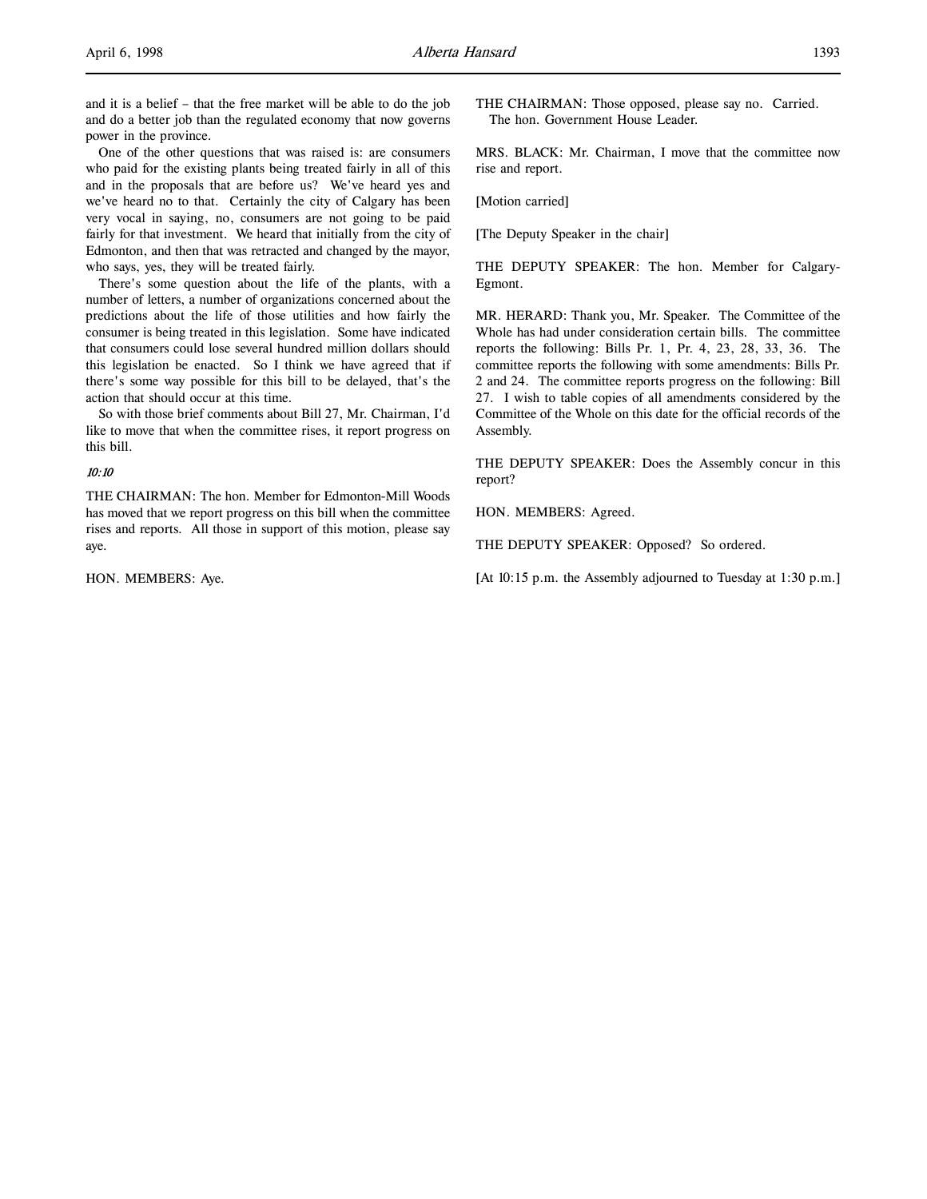and it is a belief – that the free market will be able to do the job and do a better job than the regulated economy that now governs power in the province.

One of the other questions that was raised is: are consumers who paid for the existing plants being treated fairly in all of this and in the proposals that are before us? We've heard yes and we've heard no to that. Certainly the city of Calgary has been very vocal in saying, no, consumers are not going to be paid fairly for that investment. We heard that initially from the city of Edmonton, and then that was retracted and changed by the mayor, who says, yes, they will be treated fairly.

There's some question about the life of the plants, with a number of letters, a number of organizations concerned about the predictions about the life of those utilities and how fairly the consumer is being treated in this legislation. Some have indicated that consumers could lose several hundred million dollars should this legislation be enacted. So I think we have agreed that if there's some way possible for this bill to be delayed, that's the action that should occur at this time.

So with those brief comments about Bill 27, Mr. Chairman, I'd like to move that when the committee rises, it report progress on this bill.

*10:10*

THE CHAIRMAN: The hon. Member for Edmonton-Mill Woods has moved that we report progress on this bill when the committee rises and reports. All those in support of this motion, please say aye.

HON. MEMBERS: Aye.

THE CHAIRMAN: Those opposed, please say no. Carried.
The hon. Government House Leader.

MRS. BLACK: Mr. Chairman, I move that the committee now rise and report.

[Motion carried]

[The Deputy Speaker in the chair]

THE DEPUTY SPEAKER: The hon. Member for Calgary-Egmont.

MR. HERARD: Thank you, Mr. Speaker. The Committee of the Whole has had under consideration certain bills. The committee reports the following: Bills Pr. 1, Pr. 4, 23, 28, 33, 36. The committee reports the following with some amendments: Bills Pr. 2 and 24. The committee reports progress on the following: Bill 27. I wish to table copies of all amendments considered by the Committee of the Whole on this date for the official records of the Assembly.

THE DEPUTY SPEAKER: Does the Assembly concur in this report?

HON. MEMBERS: Agreed.

THE DEPUTY SPEAKER: Opposed? So ordered.

[At 10:15 p.m. the Assembly adjourned to Tuesday at 1:30 p.m.]